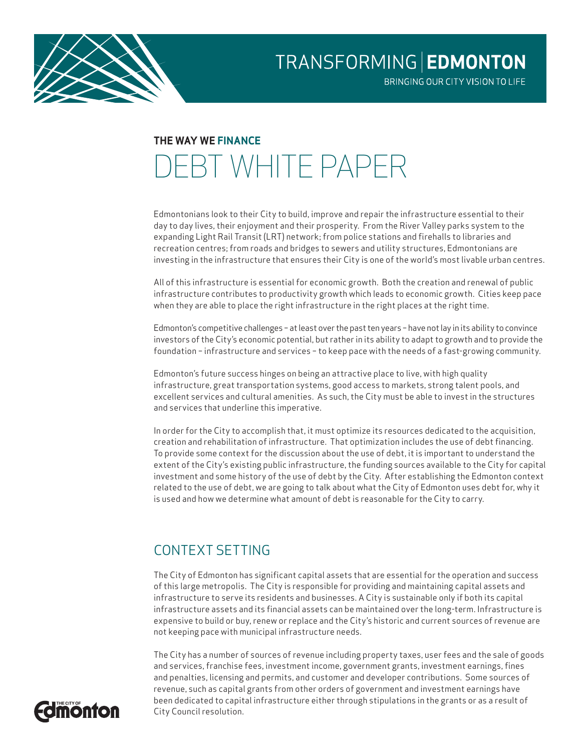TRANSFORMING | **EDMONTON**

BRINGING OUR CITY VISION TO LIFE

**THE WAY WE FINANCE**

# DEBT WHITE PAPER

Edmontonians look to their City to build, improve and repair the infrastructure essential to their day to day lives, their enjoyment and their prosperity. From the River Valley parks system to the expanding Light Rail Transit (LRT) network; from police stations and firehalls to libraries and recreation centres; from roads and bridges to sewers and utility structures, Edmontonians are investing in the infrastructure that ensures their City is one of the world's most livable urban centres.

All of this infrastructure is essential for economic growth. Both the creation and renewal of public infrastructure contributes to productivity growth which leads to economic growth. Cities keep pace when they are able to place the right infrastructure in the right places at the right time.

Edmonton's competitive challenges – at least over the past ten years – have not lay in its ability to convince investors of the City's economic potential, but rather in its ability to adapt to growth and to provide the foundation – infrastructure and services – to keep pace with the needs of a fast-growing community.

Edmonton's future success hinges on being an attractive place to live, with high quality infrastructure, great transportation systems, good access to markets, strong talent pools, and excellent services and cultural amenities. As such, the City must be able to invest in the structures and services that underline this imperative.

In order for the City to accomplish that, it must optimize its resources dedicated to the acquisition, creation and rehabilitation of infrastructure. That optimization includes the use of debt financing. To provide some context for the discussion about the use of debt, it is important to understand the extent of the City's existing public infrastructure, the funding sources available to the City for capital investment and some history of the use of debt by the City. After establishing the Edmonton context related to the use of debt, we are going to talk about what the City of Edmonton uses debt for, why it is used and how we determine what amount of debt is reasonable for the City to carry.

## CONTEXT SETTING

The City of Edmonton has significant capital assets that are essential for the operation and success of this large metropolis. The City is responsible for providing and maintaining capital assets and infrastructure to serve its residents and businesses. A City is sustainable only if both its capital infrastructure assets and its financial assets can be maintained over the long-term. Infrastructure is expensive to build or buy, renew or replace and the City's historic and current sources of revenue are not keeping pace with municipal infrastructure needs.

The City has a number of sources of revenue including property taxes, user fees and the sale of goods and services, franchise fees, investment income, government grants, investment earnings, fines and penalties, licensing and permits, and customer and developer contributions. Some sources of revenue, such as capital grants from other orders of government and investment earnings have been dedicated to capital infrastructure either through stipulations in the grants or as a result of City Council resolution.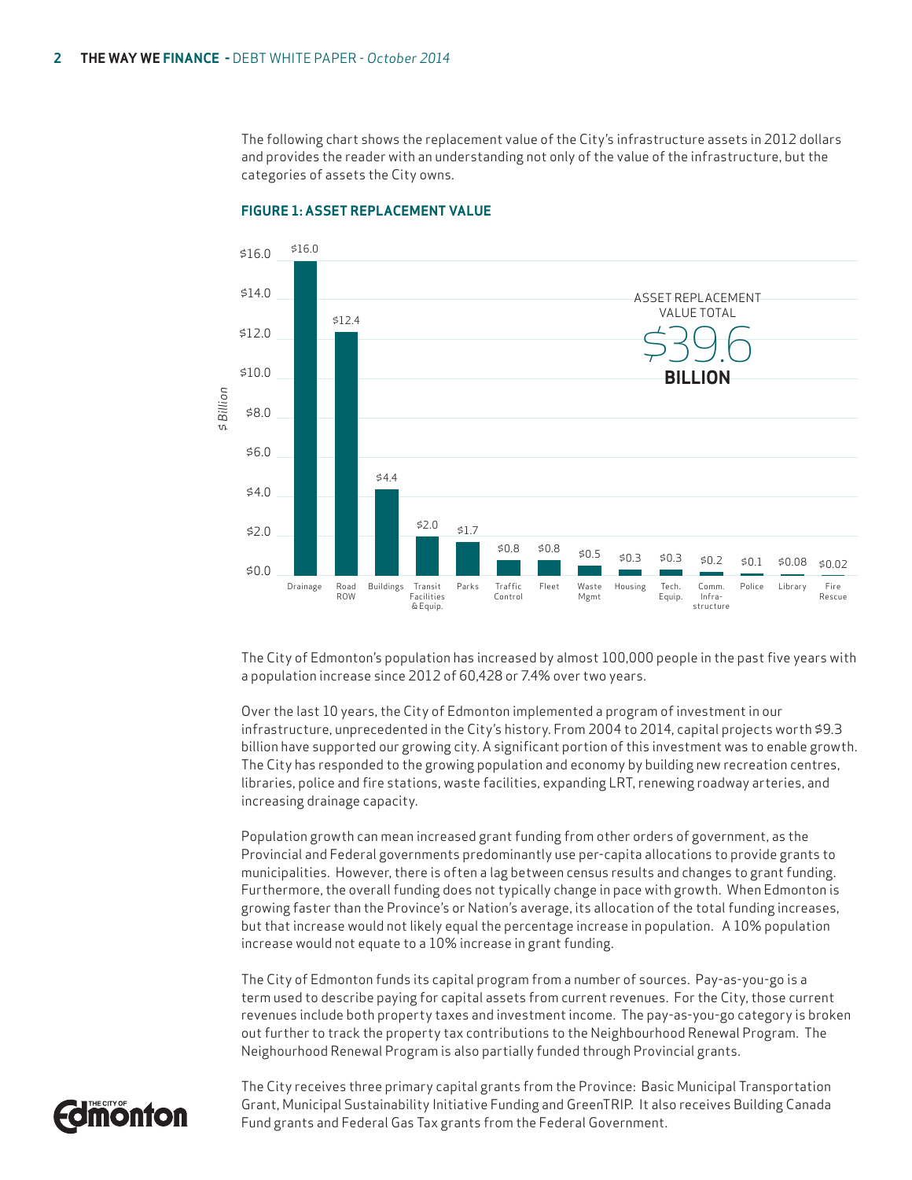The following chart shows the replacement value of the City's infrastructure assets in 2012 dollars and provides the reader with an understanding not only of the value of the infrastructure, but the categories of assets the City owns.

**FIGURE 1: ASSET REPLACEMENT VALUE**

$ Billion

$16.0
$14.0
$12.0
$10.0
$8.0
$6.0
$4.0
$2.0
$0.0

Drainage $16.0
Road ROW $12.4
Buildings $4.4
Transit Facilities & Equip. $2.0
Parks $1.7
Traffic Control $0.8
Fleet $0.8
Waste Mgmt $0.5
Housing $0.3
Tech. Equip. $0.3
Comm. Infra-structure $0.2
Police $0.1
Library $0.08
Fire Rescue $0.02

ASSET REPLACEMENT VALUE TOTAL
$39.6
BILLION

The City of Edmonton's population has increased by almost 100,000 people in the past five years with a population increase since 2012 of 60,428 or 7.4% over two years.

Over the last 10 years, the City of Edmonton implemented a program of investment in our infrastructure, unprecedented in the City's history. From 2004 to 2014, capital projects worth $9.3 billion have supported our growing city. A significant portion of this investment was to enable growth. The City has responded to the growing population and economy by building new recreation centres, libraries, police and fire stations, waste facilities, expanding LRT, renewing roadway arteries, and increasing drainage capacity.

Population growth can mean increased grant funding from other orders of government, as the Provincial and Federal governments predominantly use per-capita allocations to provide grants to municipalities. However, there is often a lag between census results and changes to grant funding. Furthermore, the overall funding does not typically change in pace with growth. When Edmonton is growing faster than the Province's or Nation's average, its allocation of the total funding increases, but that increase would not likely equal the percentage increase in population. A 10% population increase would not equate to a 10% increase in grant funding.

The City of Edmonton funds its capital program from a number of sources. Pay-as-you-go is a term used to describe paying for capital assets from current revenues. For the City, those current revenues include both property taxes and investment income. The pay-as-you-go category is broken out further to track the property tax contributions to the Neighbourhood Renewal Program. The Neighourhood Renewal Program is also partially funded through Provincial grants.

The City receives three primary capital grants from the Province: Basic Municipal Transportation Grant, Municipal Sustainability Initiative Funding and GreenTRIP. It also receives Building Canada Fund grants and Federal Gas Tax grants from the Federal Government.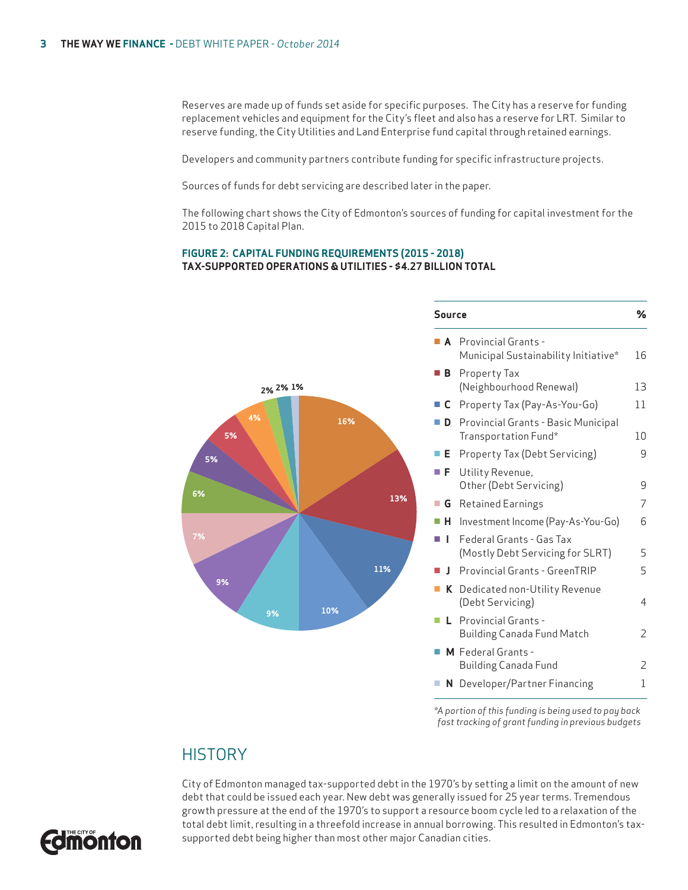Reserves are made up of funds set aside for specific purposes. The City has a reserve for funding replacement vehicles and equipment for the City's fleet and also has a reserve for LRT. Similar to reserve funding, the City Utilities and Land Enterprise fund capital through retained earnings.

Developers and community partners contribute funding for specific infrastructure projects.

Sources of funds for debt servicing are described later in the paper.

The following chart shows the City of Edmonton's sources of funding for capital investment for the 2015 to 2018 Capital Plan.

**FIGURE 2: CAPITAL FUNDING REQUIREMENTS (2015 - 2018)**
**TAX-SUPPORTED OPERATIONS & UTILITIES - $4.27 BILLION TOTAL**

16%
13%
11%
10%
9%
9%
7%
6%
5%
5%
4%
2%
2%
1%

| Source | | % |
|---|---|---|
| A | Provincial Grants - Municipal Sustainability Initiative* | 16 |
| B | Property Tax (Neighbourhood Renewal) | 13 |
| C | Property Tax (Pay-As-You-Go) | 11 |
| D | Provincial Grants - Basic Municipal Transportation Fund* | 10 |
| E | Property Tax (Debt Servicing) | 9 |
| F | Utility Revenue, Other (Debt Servicing) | 9 |
| G | Retained Earnings | 7 |
| H | Investment Income (Pay-As-You-Go) | 6 |
| I | Federal Grants - Gas Tax (Mostly Debt Servicing for SLRT) | 5 |
| J | Provincial Grants - GreenTRIP | 5 |
| K | Dedicated non-Utility Revenue (Debt Servicing) | 4 |
| L | Provincial Grants - Building Canada Fund Match | 2 |
| M | Federal Grants - Building Canada Fund | 2 |
| N | Developer/Partner Financing | 1 |

*\*A portion of this funding is being used to pay back fast tracking of grant funding in previous budgets*

## HISTORY

City of Edmonton managed tax-supported debt in the 1970's by setting a limit on the amount of new debt that could be issued each year. New debt was generally issued for 25 year terms. Tremendous growth pressure at the end of the 1970's to support a resource boom cycle led to a relaxation of the total debt limit, resulting in a threefold increase in annual borrowing. This resulted in Edmonton's tax-supported debt being higher than most other major Canadian cities.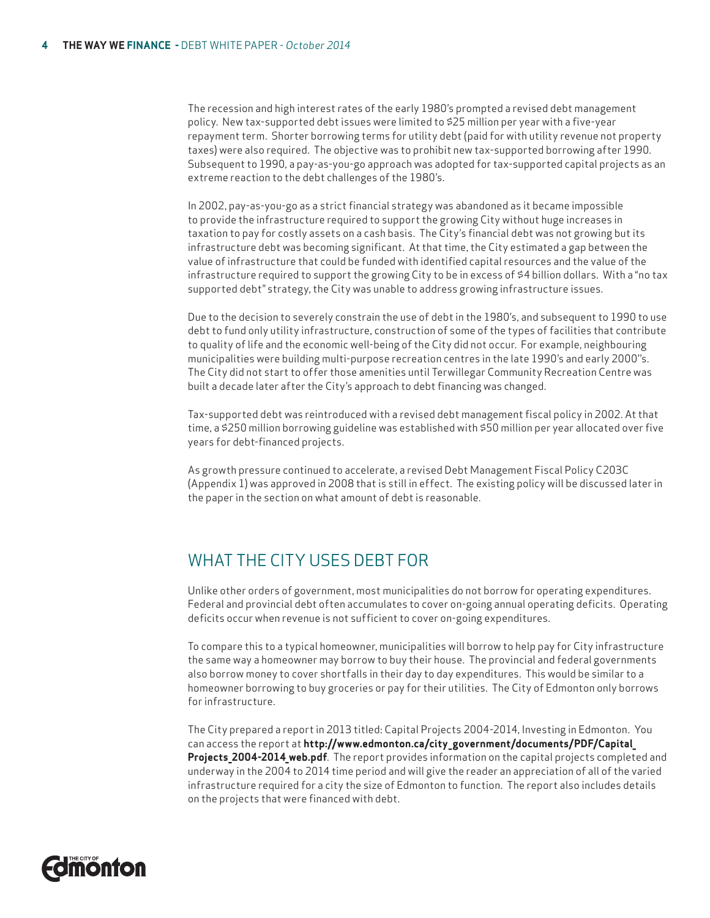The recession and high interest rates of the early 1980's prompted a revised debt management policy. New tax-supported debt issues were limited to $25 million per year with a five-year repayment term. Shorter borrowing terms for utility debt (paid for with utility revenue not property taxes) were also required. The objective was to prohibit new tax-supported borrowing after 1990. Subsequent to 1990, a pay-as-you-go approach was adopted for tax-supported capital projects as an extreme reaction to the debt challenges of the 1980's.

In 2002, pay-as-you-go as a strict financial strategy was abandoned as it became impossible to provide the infrastructure required to support the growing City without huge increases in taxation to pay for costly assets on a cash basis. The City's financial debt was not growing but its infrastructure debt was becoming significant. At that time, the City estimated a gap between the value of infrastructure that could be funded with identified capital resources and the value of the infrastructure required to support the growing City to be in excess of $4 billion dollars. With a "no tax supported debt" strategy, the City was unable to address growing infrastructure issues.

Due to the decision to severely constrain the use of debt in the 1980's, and subsequent to 1990 to use debt to fund only utility infrastructure, construction of some of the types of facilities that contribute to quality of life and the economic well-being of the City did not occur. For example, neighbouring municipalities were building multi-purpose recreation centres in the late 1990's and early 2000''s. The City did not start to offer those amenities until Terwillegar Community Recreation Centre was built a decade later after the City's approach to debt financing was changed.

Tax-supported debt was reintroduced with a revised debt management fiscal policy in 2002. At that time, a $250 million borrowing guideline was established with $50 million per year allocated over five years for debt-financed projects.

As growth pressure continued to accelerate, a revised Debt Management Fiscal Policy C203C (Appendix 1) was approved in 2008 that is still in effect. The existing policy will be discussed later in the paper in the section on what amount of debt is reasonable.

## WHAT THE CITY USES DEBT FOR

Unlike other orders of government, most municipalities do not borrow for operating expenditures. Federal and provincial debt often accumulates to cover on-going annual operating deficits. Operating deficits occur when revenue is not sufficient to cover on-going expenditures.

To compare this to a typical homeowner, municipalities will borrow to help pay for City infrastructure the same way a homeowner may borrow to buy their house. The provincial and federal governments also borrow money to cover shortfalls in their day to day expenditures. This would be similar to a homeowner borrowing to buy groceries or pay for their utilities. The City of Edmonton only borrows for infrastructure.

The City prepared a report in 2013 titled: Capital Projects 2004-2014, Investing in Edmonton. You can access the report at **http://www.edmonton.ca/city_government/documents/PDF/Capital_Projects_2004-2014_web.pdf**. The report provides information on the capital projects completed and underway in the 2004 to 2014 time period and will give the reader an appreciation of all of the varied infrastructure required for a city the size of Edmonton to function. The report also includes details on the projects that were financed with debt.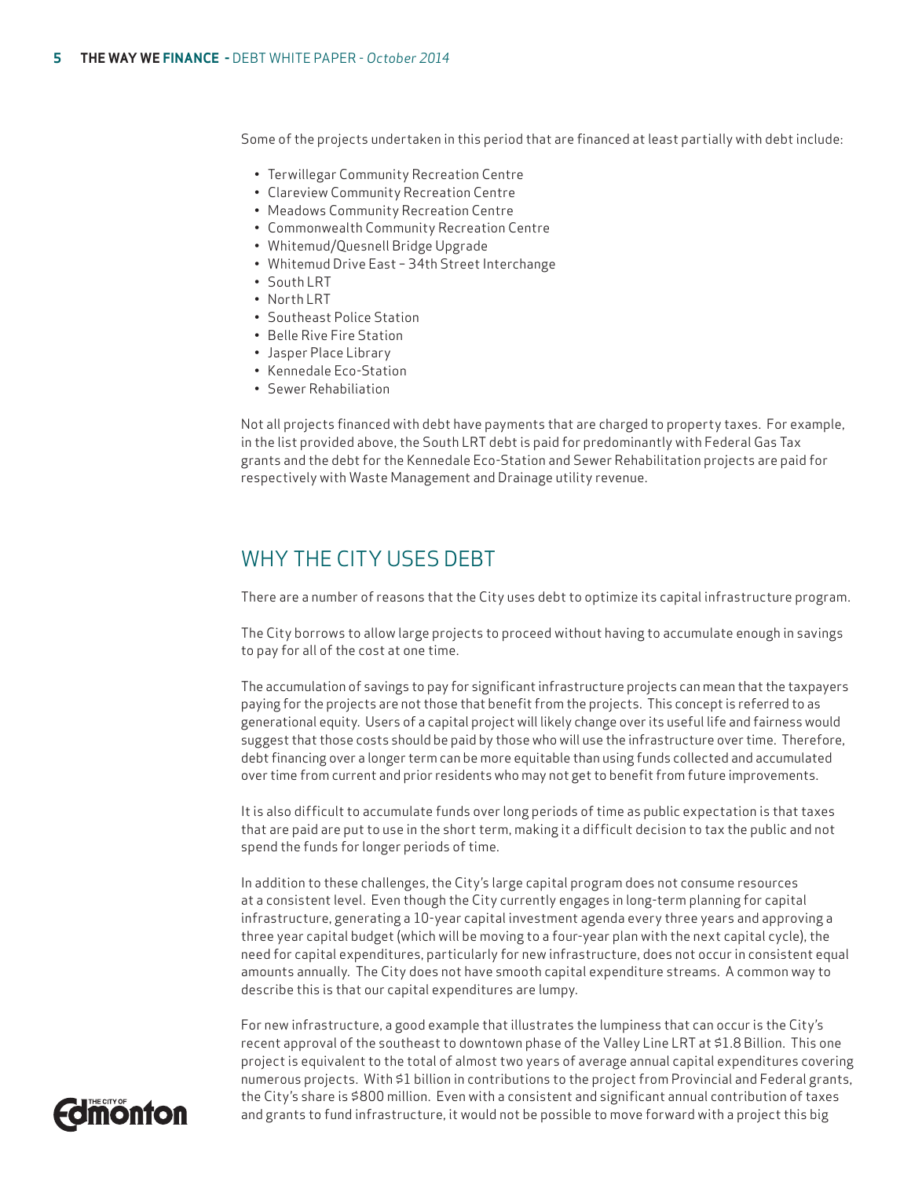Some of the projects undertaken in this period that are financed at least partially with debt include:

- Terwillegar Community Recreation Centre
- Clareview Community Recreation Centre
- Meadows Community Recreation Centre
- Commonwealth Community Recreation Centre
- Whitemud/Quesnell Bridge Upgrade
- Whitemud Drive East – 34th Street Interchange
- South LRT
- North LRT
- Southeast Police Station
- Belle Rive Fire Station
- Jasper Place Library
- Kennedale Eco-Station
- Sewer Rehabiliation

Not all projects financed with debt have payments that are charged to property taxes. For example, in the list provided above, the South LRT debt is paid for predominantly with Federal Gas Tax grants and the debt for the Kennedale Eco-Station and Sewer Rehabilitation projects are paid for respectively with Waste Management and Drainage utility revenue.

## WHY THE CITY USES DEBT

There are a number of reasons that the City uses debt to optimize its capital infrastructure program.

The City borrows to allow large projects to proceed without having to accumulate enough in savings to pay for all of the cost at one time.

The accumulation of savings to pay for significant infrastructure projects can mean that the taxpayers paying for the projects are not those that benefit from the projects. This concept is referred to as generational equity. Users of a capital project will likely change over its useful life and fairness would suggest that those costs should be paid by those who will use the infrastructure over time. Therefore, debt financing over a longer term can be more equitable than using funds collected and accumulated over time from current and prior residents who may not get to benefit from future improvements.

It is also difficult to accumulate funds over long periods of time as public expectation is that taxes that are paid are put to use in the short term, making it a difficult decision to tax the public and not spend the funds for longer periods of time.

In addition to these challenges, the City's large capital program does not consume resources at a consistent level. Even though the City currently engages in long-term planning for capital infrastructure, generating a 10-year capital investment agenda every three years and approving a three year capital budget (which will be moving to a four-year plan with the next capital cycle), the need for capital expenditures, particularly for new infrastructure, does not occur in consistent equal amounts annually. The City does not have smooth capital expenditure streams. A common way to describe this is that our capital expenditures are lumpy.

For new infrastructure, a good example that illustrates the lumpiness that can occur is the City's recent approval of the southeast to downtown phase of the Valley Line LRT at $1.8 Billion. This one project is equivalent to the total of almost two years of average annual capital expenditures covering numerous projects. With $1 billion in contributions to the project from Provincial and Federal grants, the City's share is $800 million. Even with a consistent and significant annual contribution of taxes and grants to fund infrastructure, it would not be possible to move forward with a project this big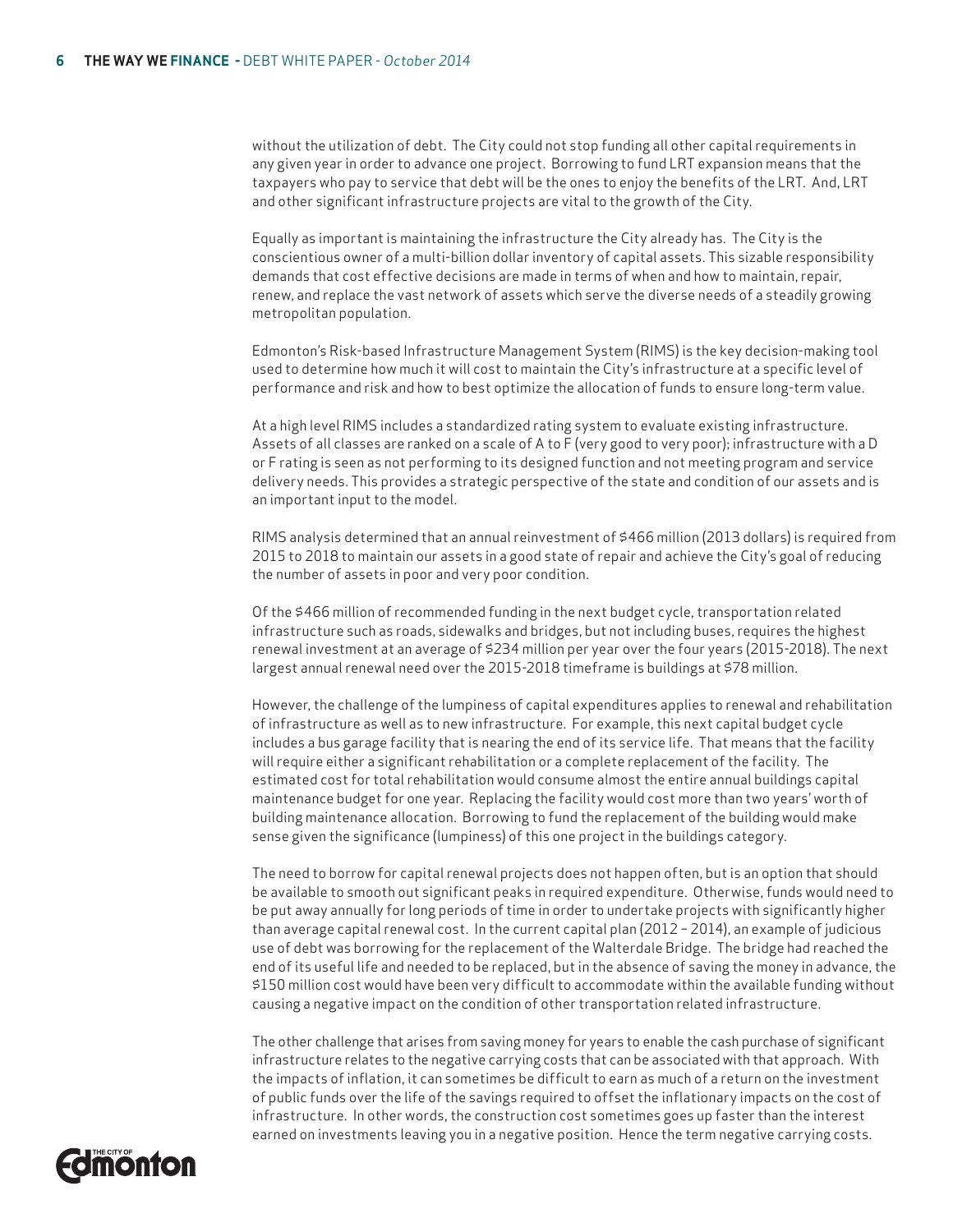without the utilization of debt. The City could not stop funding all other capital requirements in any given year in order to advance one project. Borrowing to fund LRT expansion means that the taxpayers who pay to service that debt will be the ones to enjoy the benefits of the LRT. And, LRT and other significant infrastructure projects are vital to the growth of the City.

Equally as important is maintaining the infrastructure the City already has. The City is the conscientious owner of a multi-billion dollar inventory of capital assets. This sizable responsibility demands that cost effective decisions are made in terms of when and how to maintain, repair, renew, and replace the vast network of assets which serve the diverse needs of a steadily growing metropolitan population.

Edmonton's Risk-based Infrastructure Management System (RIMS) is the key decision-making tool used to determine how much it will cost to maintain the City's infrastructure at a specific level of performance and risk and how to best optimize the allocation of funds to ensure long-term value.

At a high level RIMS includes a standardized rating system to evaluate existing infrastructure. Assets of all classes are ranked on a scale of A to F (very good to very poor); infrastructure with a D or F rating is seen as not performing to its designed function and not meeting program and service delivery needs. This provides a strategic perspective of the state and condition of our assets and is an important input to the model.

RIMS analysis determined that an annual reinvestment of $466 million (2013 dollars) is required from 2015 to 2018 to maintain our assets in a good state of repair and achieve the City's goal of reducing the number of assets in poor and very poor condition.

Of the $466 million of recommended funding in the next budget cycle, transportation related infrastructure such as roads, sidewalks and bridges, but not including buses, requires the highest renewal investment at an average of $234 million per year over the four years (2015-2018). The next largest annual renewal need over the 2015-2018 timeframe is buildings at $78 million.

However, the challenge of the lumpiness of capital expenditures applies to renewal and rehabilitation of infrastructure as well as to new infrastructure. For example, this next capital budget cycle includes a bus garage facility that is nearing the end of its service life. That means that the facility will require either a significant rehabilitation or a complete replacement of the facility. The estimated cost for total rehabilitation would consume almost the entire annual buildings capital maintenance budget for one year. Replacing the facility would cost more than two years' worth of building maintenance allocation. Borrowing to fund the replacement of the building would make sense given the significance (lumpiness) of this one project in the buildings category.

The need to borrow for capital renewal projects does not happen often, but is an option that should be available to smooth out significant peaks in required expenditure. Otherwise, funds would need to be put away annually for long periods of time in order to undertake projects with significantly higher than average capital renewal cost. In the current capital plan (2012 – 2014), an example of judicious use of debt was borrowing for the replacement of the Walterdale Bridge. The bridge had reached the end of its useful life and needed to be replaced, but in the absence of saving the money in advance, the $150 million cost would have been very difficult to accommodate within the available funding without causing a negative impact on the condition of other transportation related infrastructure.

The other challenge that arises from saving money for years to enable the cash purchase of significant infrastructure relates to the negative carrying costs that can be associated with that approach. With the impacts of inflation, it can sometimes be difficult to earn as much of a return on the investment of public funds over the life of the savings required to offset the inflationary impacts on the cost of infrastructure. In other words, the construction cost sometimes goes up faster than the interest earned on investments leaving you in a negative position. Hence the term negative carrying costs.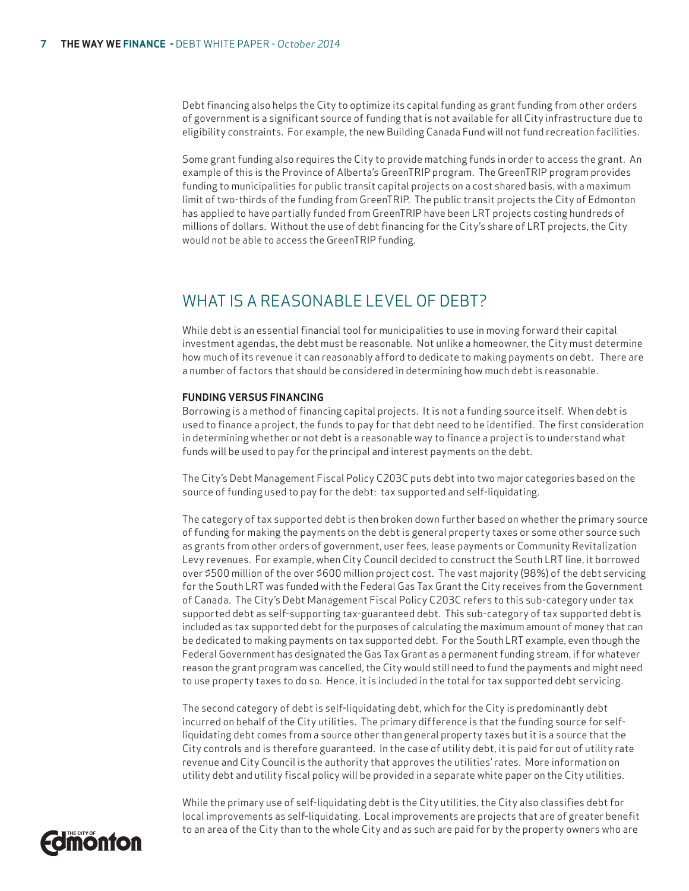Debt financing also helps the City to optimize its capital funding as grant funding from other orders of government is a significant source of funding that is not available for all City infrastructure due to eligibility constraints. For example, the new Building Canada Fund will not fund recreation facilities.

Some grant funding also requires the City to provide matching funds in order to access the grant. An example of this is the Province of Alberta's GreenTRIP program. The GreenTRIP program provides funding to municipalities for public transit capital projects on a cost shared basis, with a maximum limit of two-thirds of the funding from GreenTRIP. The public transit projects the City of Edmonton has applied to have partially funded from GreenTRIP have been LRT projects costing hundreds of millions of dollars. Without the use of debt financing for the City's share of LRT projects, the City would not be able to access the GreenTRIP funding.

## WHAT IS A REASONABLE LEVEL OF DEBT?

While debt is an essential financial tool for municipalities to use in moving forward their capital investment agendas, the debt must be reasonable. Not unlike a homeowner, the City must determine how much of its revenue it can reasonably afford to dedicate to making payments on debt. There are a number of factors that should be considered in determining how much debt is reasonable.

### FUNDING VERSUS FINANCING

Borrowing is a method of financing capital projects. It is not a funding source itself. When debt is used to finance a project, the funds to pay for that debt need to be identified. The first consideration in determining whether or not debt is a reasonable way to finance a project is to understand what funds will be used to pay for the principal and interest payments on the debt.

The City's Debt Management Fiscal Policy C203C puts debt into two major categories based on the source of funding used to pay for the debt: tax supported and self-liquidating.

The category of tax supported debt is then broken down further based on whether the primary source of funding for making the payments on the debt is general property taxes or some other source such as grants from other orders of government, user fees, lease payments or Community Revitalization Levy revenues. For example, when City Council decided to construct the South LRT line, it borrowed over $500 million of the over $600 million project cost. The vast majority (98%) of the debt servicing for the South LRT was funded with the Federal Gas Tax Grant the City receives from the Government of Canada. The City's Debt Management Fiscal Policy C203C refers to this sub-category under tax supported debt as self-supporting tax-guaranteed debt. This sub-category of tax supported debt is included as tax supported debt for the purposes of calculating the maximum amount of money that can be dedicated to making payments on tax supported debt. For the South LRT example, even though the Federal Government has designated the Gas Tax Grant as a permanent funding stream, if for whatever reason the grant program was cancelled, the City would still need to fund the payments and might need to use property taxes to do so. Hence, it is included in the total for tax supported debt servicing.

The second category of debt is self-liquidating debt, which for the City is predominantly debt incurred on behalf of the City utilities. The primary difference is that the funding source for self-liquidating debt comes from a source other than general property taxes but it is a source that the City controls and is therefore guaranteed. In the case of utility debt, it is paid for out of utility rate revenue and City Council is the authority that approves the utilities' rates. More information on utility debt and utility fiscal policy will be provided in a separate white paper on the City utilities.

While the primary use of self-liquidating debt is the City utilities, the City also classifies debt for local improvements as self-liquidating. Local improvements are projects that are of greater benefit to an area of the City than to the whole City and as such are paid for by the property owners who are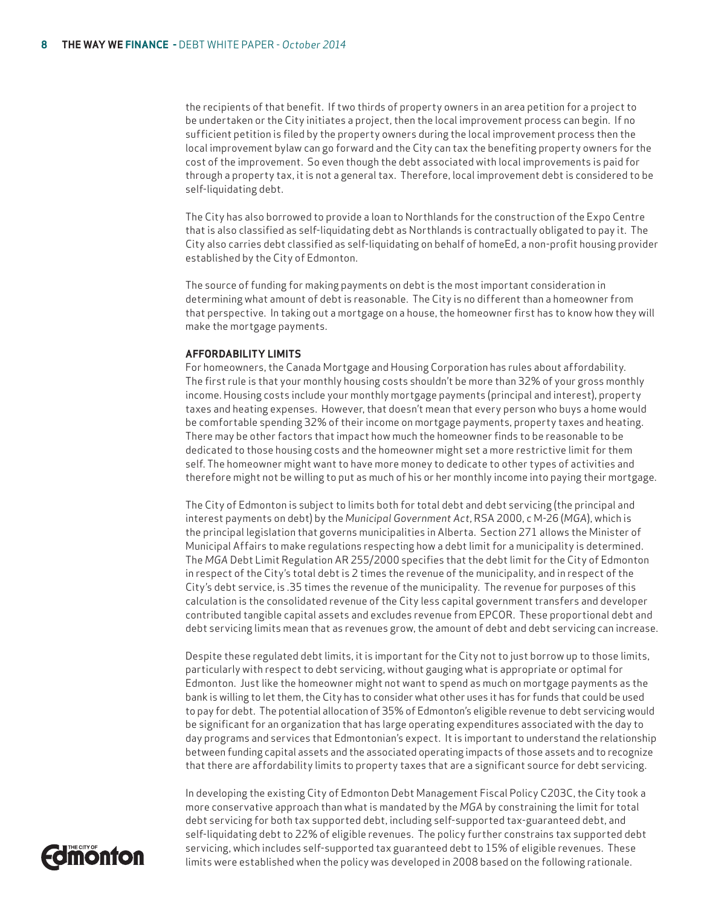the recipients of that benefit. If two thirds of property owners in an area petition for a project to be undertaken or the City initiates a project, then the local improvement process can begin. If no sufficient petition is filed by the property owners during the local improvement process then the local improvement bylaw can go forward and the City can tax the benefiting property owners for the cost of the improvement. So even though the debt associated with local improvements is paid for through a property tax, it is not a general tax. Therefore, local improvement debt is considered to be self-liquidating debt.

The City has also borrowed to provide a loan to Northlands for the construction of the Expo Centre that is also classified as self-liquidating debt as Northlands is contractually obligated to pay it. The City also carries debt classified as self-liquidating on behalf of homeEd, a non-profit housing provider established by the City of Edmonton.

The source of funding for making payments on debt is the most important consideration in determining what amount of debt is reasonable. The City is no different than a homeowner from that perspective. In taking out a mortgage on a house, the homeowner first has to know how they will make the mortgage payments.

**AFFORDABILITY LIMITS**

For homeowners, the Canada Mortgage and Housing Corporation has rules about affordability. The first rule is that your monthly housing costs shouldn't be more than 32% of your gross monthly income. Housing costs include your monthly mortgage payments (principal and interest), property taxes and heating expenses. However, that doesn't mean that every person who buys a home would be comfortable spending 32% of their income on mortgage payments, property taxes and heating. There may be other factors that impact how much the homeowner finds to be reasonable to be dedicated to those housing costs and the homeowner might set a more restrictive limit for them self. The homeowner might want to have more money to dedicate to other types of activities and therefore might not be willing to put as much of his or her monthly income into paying their mortgage.

The City of Edmonton is subject to limits both for total debt and debt servicing (the principal and interest payments on debt) by the *Municipal Government Act*, RSA 2000, c M-26 (*MGA*), which is the principal legislation that governs municipalities in Alberta. Section 271 allows the Minister of Municipal Affairs to make regulations respecting how a debt limit for a municipality is determined. The *MGA* Debt Limit Regulation AR 255/2000 specifies that the debt limit for the City of Edmonton in respect of the City's total debt is 2 times the revenue of the municipality, and in respect of the City's debt service, is .35 times the revenue of the municipality. The revenue for purposes of this calculation is the consolidated revenue of the City less capital government transfers and developer contributed tangible capital assets and excludes revenue from EPCOR. These proportional debt and debt servicing limits mean that as revenues grow, the amount of debt and debt servicing can increase.

Despite these regulated debt limits, it is important for the City not to just borrow up to those limits, particularly with respect to debt servicing, without gauging what is appropriate or optimal for Edmonton. Just like the homeowner might not want to spend as much on mortgage payments as the bank is willing to let them, the City has to consider what other uses it has for funds that could be used to pay for debt. The potential allocation of 35% of Edmonton's eligible revenue to debt servicing would be significant for an organization that has large operating expenditures associated with the day to day programs and services that Edmontonian's expect. It is important to understand the relationship between funding capital assets and the associated operating impacts of those assets and to recognize that there are affordability limits to property taxes that are a significant source for debt servicing.

In developing the existing City of Edmonton Debt Management Fiscal Policy C203C, the City took a more conservative approach than what is mandated by the *MGA* by constraining the limit for total debt servicing for both tax supported debt, including self-supported tax-guaranteed debt, and self-liquidating debt to 22% of eligible revenues. The policy further constrains tax supported debt servicing, which includes self-supported tax guaranteed debt to 15% of eligible revenues. These limits were established when the policy was developed in 2008 based on the following rationale.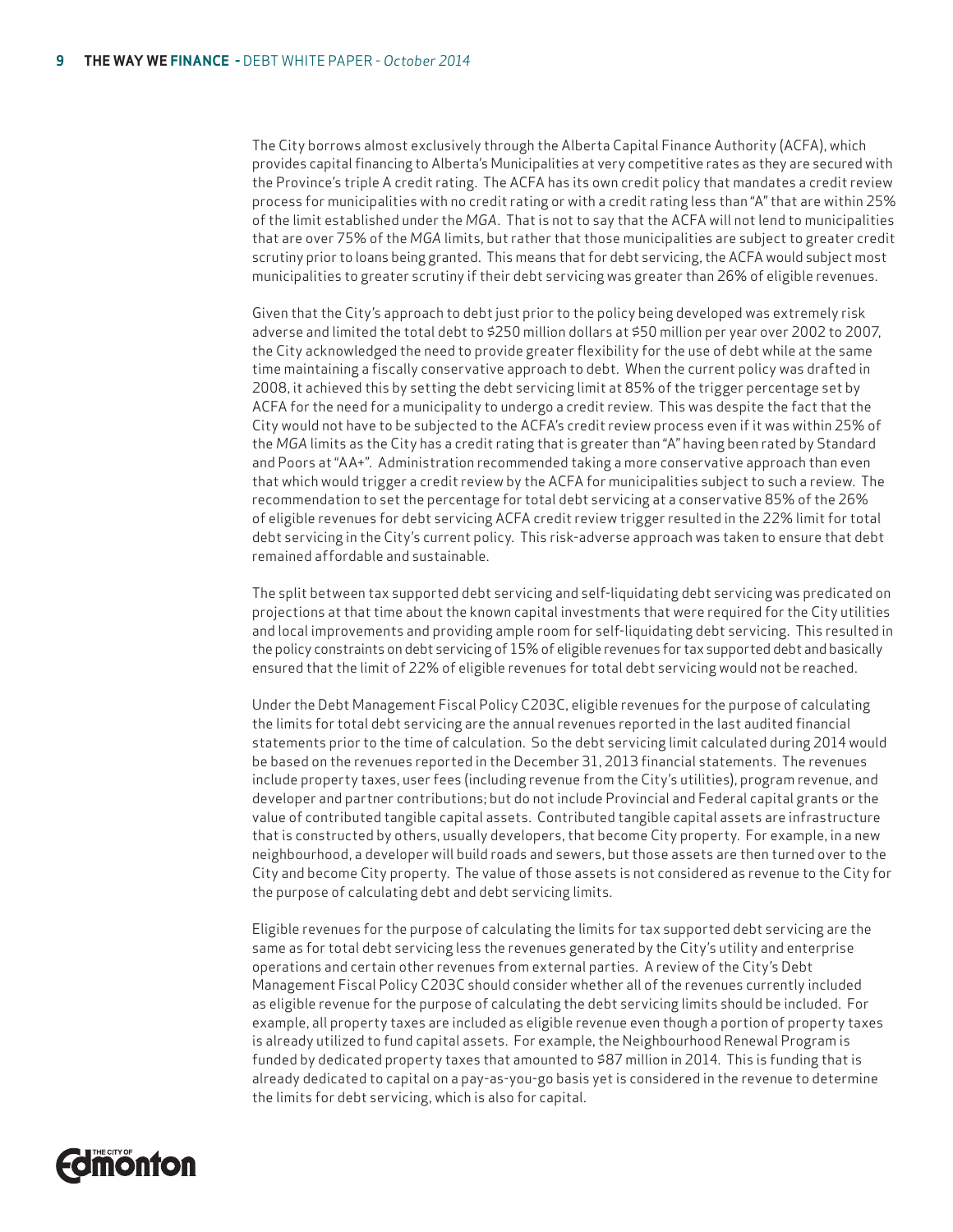The City borrows almost exclusively through the Alberta Capital Finance Authority (ACFA), which provides capital financing to Alberta's Municipalities at very competitive rates as they are secured with the Province's triple A credit rating. The ACFA has its own credit policy that mandates a credit review process for municipalities with no credit rating or with a credit rating less than "A" that are within 25% of the limit established under the *MGA*. That is not to say that the ACFA will not lend to municipalities that are over 75% of the *MGA* limits, but rather that those municipalities are subject to greater credit scrutiny prior to loans being granted. This means that for debt servicing, the ACFA would subject most municipalities to greater scrutiny if their debt servicing was greater than 26% of eligible revenues.

Given that the City's approach to debt just prior to the policy being developed was extremely risk adverse and limited the total debt to $250 million dollars at $50 million per year over 2002 to 2007, the City acknowledged the need to provide greater flexibility for the use of debt while at the same time maintaining a fiscally conservative approach to debt. When the current policy was drafted in 2008, it achieved this by setting the debt servicing limit at 85% of the trigger percentage set by ACFA for the need for a municipality to undergo a credit review. This was despite the fact that the City would not have to be subjected to the ACFA's credit review process even if it was within 25% of the *MGA* limits as the City has a credit rating that is greater than "A" having been rated by Standard and Poors at "AA+". Administration recommended taking a more conservative approach than even that which would trigger a credit review by the ACFA for municipalities subject to such a review. The recommendation to set the percentage for total debt servicing at a conservative 85% of the 26% of eligible revenues for debt servicing ACFA credit review trigger resulted in the 22% limit for total debt servicing in the City's current policy. This risk-adverse approach was taken to ensure that debt remained affordable and sustainable.

The split between tax supported debt servicing and self-liquidating debt servicing was predicated on projections at that time about the known capital investments that were required for the City utilities and local improvements and providing ample room for self-liquidating debt servicing. This resulted in the policy constraints on debt servicing of 15% of eligible revenues for tax supported debt and basically ensured that the limit of 22% of eligible revenues for total debt servicing would not be reached.

Under the Debt Management Fiscal Policy C203C, eligible revenues for the purpose of calculating the limits for total debt servicing are the annual revenues reported in the last audited financial statements prior to the time of calculation. So the debt servicing limit calculated during 2014 would be based on the revenues reported in the December 31, 2013 financial statements. The revenues include property taxes, user fees (including revenue from the City's utilities), program revenue, and developer and partner contributions; but do not include Provincial and Federal capital grants or the value of contributed tangible capital assets. Contributed tangible capital assets are infrastructure that is constructed by others, usually developers, that become City property. For example, in a new neighbourhood, a developer will build roads and sewers, but those assets are then turned over to the City and become City property. The value of those assets is not considered as revenue to the City for the purpose of calculating debt and debt servicing limits.

Eligible revenues for the purpose of calculating the limits for tax supported debt servicing are the same as for total debt servicing less the revenues generated by the City's utility and enterprise operations and certain other revenues from external parties. A review of the City's Debt Management Fiscal Policy C203C should consider whether all of the revenues currently included as eligible revenue for the purpose of calculating the debt servicing limits should be included. For example, all property taxes are included as eligible revenue even though a portion of property taxes is already utilized to fund capital assets. For example, the Neighbourhood Renewal Program is funded by dedicated property taxes that amounted to $87 million in 2014. This is funding that is already dedicated to capital on a pay-as-you-go basis yet is considered in the revenue to determine the limits for debt servicing, which is also for capital.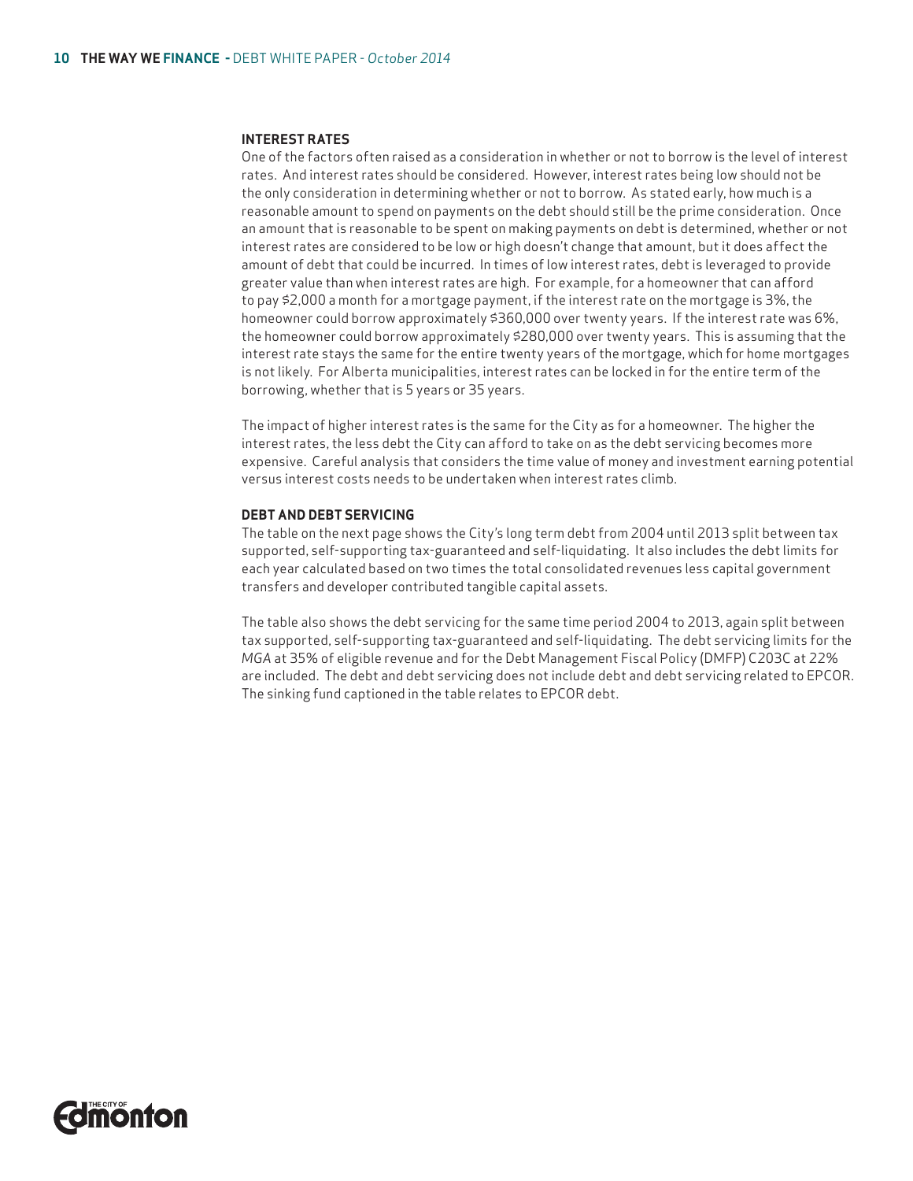### INTEREST RATES

One of the factors often raised as a consideration in whether or not to borrow is the level of interest rates. And interest rates should be considered. However, interest rates being low should not be the only consideration in determining whether or not to borrow. As stated early, how much is a reasonable amount to spend on payments on the debt should still be the prime consideration. Once an amount that is reasonable to be spent on making payments on debt is determined, whether or not interest rates are considered to be low or high doesn't change that amount, but it does affect the amount of debt that could be incurred. In times of low interest rates, debt is leveraged to provide greater value than when interest rates are high. For example, for a homeowner that can afford to pay $2,000 a month for a mortgage payment, if the interest rate on the mortgage is 3%, the homeowner could borrow approximately $360,000 over twenty years. If the interest rate was 6%, the homeowner could borrow approximately $280,000 over twenty years. This is assuming that the interest rate stays the same for the entire twenty years of the mortgage, which for home mortgages is not likely. For Alberta municipalities, interest rates can be locked in for the entire term of the borrowing, whether that is 5 years or 35 years.

The impact of higher interest rates is the same for the City as for a homeowner. The higher the interest rates, the less debt the City can afford to take on as the debt servicing becomes more expensive. Careful analysis that considers the time value of money and investment earning potential versus interest costs needs to be undertaken when interest rates climb.

### DEBT AND DEBT SERVICING

The table on the next page shows the City's long term debt from 2004 until 2013 split between tax supported, self-supporting tax-guaranteed and self-liquidating. It also includes the debt limits for each year calculated based on two times the total consolidated revenues less capital government transfers and developer contributed tangible capital assets.

The table also shows the debt servicing for the same time period 2004 to 2013, again split between tax supported, self-supporting tax-guaranteed and self-liquidating. The debt servicing limits for the *MGA* at 35% of eligible revenue and for the Debt Management Fiscal Policy (DMFP) C203C at 22% are included. The debt and debt servicing does not include debt and debt servicing related to EPCOR. The sinking fund captioned in the table relates to EPCOR debt.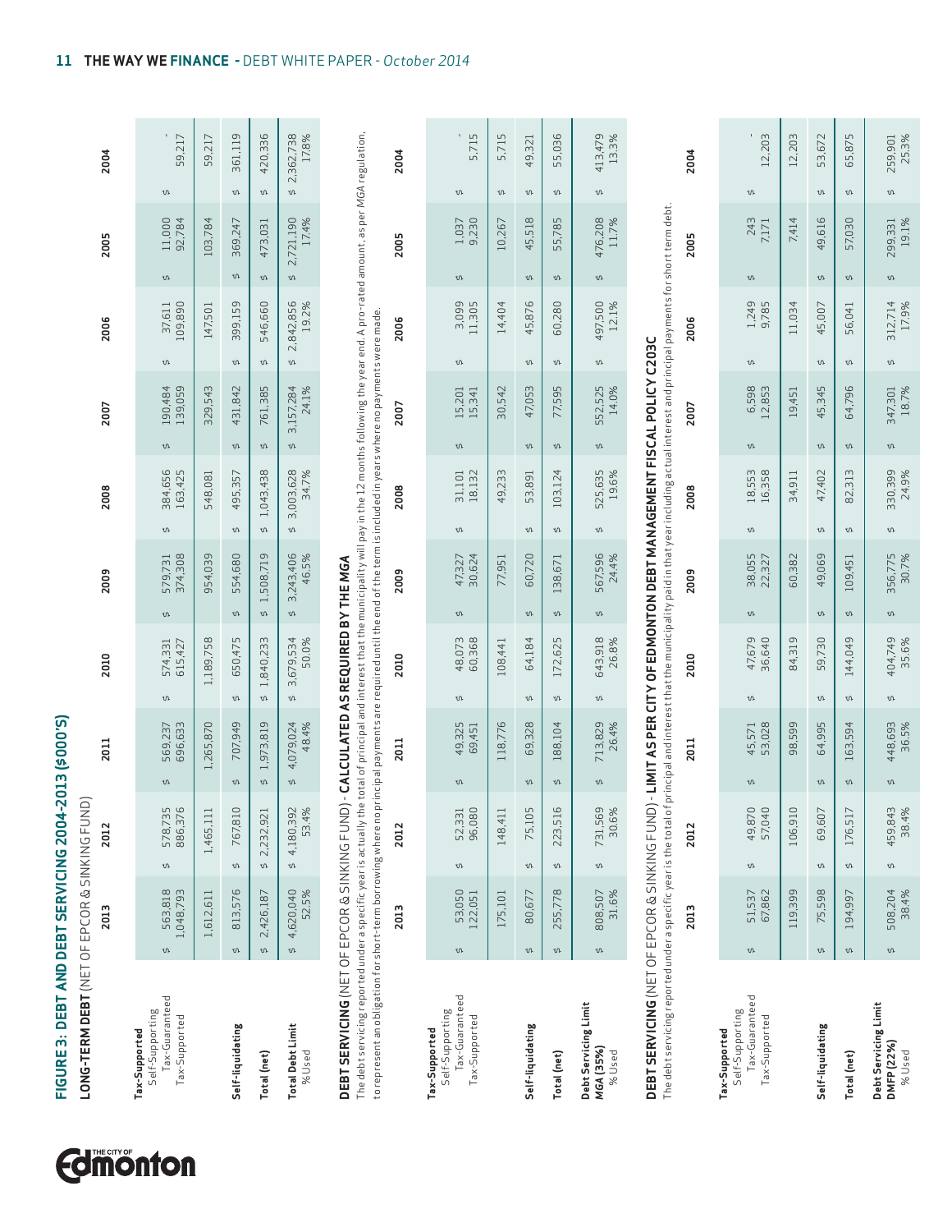## FIGURE 3: DEBT AND DEBT SERVICING 2004-2013 ($000'S)

**LONG-TERM DEBT** (NET OF EPCOR & SINKING FUND)

| | 2013 | 2012 | 2011 | 2010 | 2009 | 2008 | 2007 | 2006 | 2005 | 2004 |
|---|---|---|---|---|---|---|---|---|---|---|
| **Tax-Supported** | | | | | | | | | | |
| Self-Supporting | $ 563,818 | $ 578,735 | $ 569,237 | $ 574,331 | $ 579,731 | $ 384,656 | $ 190,484 | $ 37,611 | $ 11,000 | $ - |
| Tax-Guaranteed | 1,048,793 | 886,376 | 696,633 | 615,427 | 374,308 | 163,425 | 139,059 | 109,890 | 92,784 | 59,217 |
| Tax-Supported | 1,612,611 | 1,465,111 | 1,265,870 | 1,189,758 | 954,039 | 548,081 | 329,543 | 147,501 | 103,784 | 59,217 |
| **Self-liquidating** | $ 813,576 | $ 767,810 | $ 707,949 | $ 650,475 | $ 554,680 | $ 495,357 | $ 431,842 | $ 399,159 | $ 369,247 | $ 361,119 |
| **Total (net)** | $ 2,426,187 | $ 2,232,921 | $ 1,973,819 | $ 1,840,233 | $ 1,508,719 | $ 1,043,438 | $ 761,385 | $ 546,660 | $ 473,031 | $ 420,336 |
| **Total Debt Limit** | $ 4,620,040 | $ 4,180,392 | $ 4,079,024 | $ 3,679,534 | $ 3,243,406 | $ 3,003,628 | $ 3,157,284 | $ 2,842,856 | $ 2,721,190 | $ 2,362,738 |
| % Used | 52.5% | 53.4% | 48.4% | 50.0% | 46.5% | 34.7% | 24.1% | 19.2% | 17.4% | 17.8% |

**DEBT SERVICING** (NET OF EPCOR & SINKING FUND) - **CALCULATED AS REQUIRED BY THE MGA**

The debt servicing reported under a specific year is actually the total of principal and interest that the municipality will pay in the 12 months following the year end. A pro-rated amount, as per MGA regulation, to represent an obligation for short-term borrowing where no principal payments are required until the end of the term is included in years where no payments were made.

| | 2013 | 2012 | 2011 | 2010 | 2009 | 2008 | 2007 | 2006 | 2005 | 2004 |
|---|---|---|---|---|---|---|---|---|---|---|
| **Tax-Supported** | | | | | | | | | | |
| Self-Supporting | $ 53,050 | $ 52,331 | $ 49,325 | $ 48,073 | $ 47,327 | $ 31,101 | $ 15,201 | $ 3,099 | $ 1,037 | $ - |
| Tax-Guaranteed | 122,051 | 96,080 | 69,451 | 60,368 | 30,624 | 18,132 | 15,341 | 11,305 | 9,230 | 5,715 |
| Tax-Supported | 175,101 | 148,411 | 118,776 | 108,441 | 77,951 | 49,233 | 30,542 | 14,404 | 10,267 | 5,715 |
| **Self-liquidating** | $ 80,677 | $ 75,105 | $ 69,328 | $ 64,184 | $ 60,720 | $ 53,891 | $ 47,053 | $ 45,876 | $ 45,518 | $ 49,321 |
| **Total (net)** | $ 255,778 | $ 223,516 | $ 188,104 | $ 172,625 | $ 138,671 | $ 103,124 | $ 77,595 | $ 60,280 | $ 55,785 | $ 55,036 |
| **Debt Servicing Limit MGA (35%)** | $ 808,507 | $ 731,569 | $ 713,829 | $ 643,918 | $ 567,596 | $ 525,635 | $ 552,525 | $ 497,500 | $ 476,208 | $ 413,479 |
| % Used | 31.6% | 30.6% | 26.4% | 26.8% | 24.4% | 19.6% | 14.0% | 12.1% | 11.7% | 13.3% |

**DEBT SERVICING** (NET OF EPCOR & SINKING FUND) - **LIMIT AS PER CITY OF EDMONTON DEBT MANAGEMENT FISCAL POLICY C203C**

The debt servicing reported under a specific year is the total of principal and interest that the municipality paid in that year including actual interest and principal payments for short term debt.

| | 2013 | 2012 | 2011 | 2010 | 2009 | 2008 | 2007 | 2006 | 2005 | 2004 |
|---|---|---|---|---|---|---|---|---|---|---|
| **Tax-Supported** | | | | | | | | | | |
| Self-Supporting | $ 51,537 | $ 49,870 | $ 45,571 | $ 47,679 | $ 38,055 | $ 18,553 | $ 6,598 | $ 1,249 | $ 243 | $ - |
| Tax-Guaranteed | 67,862 | 57,040 | 53,028 | 36,640 | 22,327 | 16,358 | 12,853 | 9,785 | 7,171 | 12,203 |
| Tax-Supported | 119,399 | 106,910 | 98,599 | 84,319 | 60,382 | 34,911 | 19,451 | 11,034 | 7,414 | 12,203 |
| **Self-liquidating** | $ 75,598 | $ 69,607 | $ 64,995 | $ 59,730 | $ 49,069 | $ 47,402 | $ 45,345 | $ 45,007 | $ 49,616 | $ 53,672 |
| **Total (net)** | $ 194,997 | $ 176,517 | $ 163,594 | $ 144,049 | $ 109,451 | $ 82,313 | $ 64,796 | $ 56,041 | $ 57,030 | $ 65,875 |
| **Debt Servicing Limit DMFP (22%)** | $ 508,204 | $ 459,843 | $ 448,693 | $ 404,749 | $ 356,775 | $ 330,399 | $ 347,301 | $ 312,714 | $ 299,331 | $ 259,901 |
| % Used | 38.4% | 38.4% | 36.5% | 35.6% | 30.7% | 24.9% | 18.7% | 17.9% | 19.1% | 25.3% |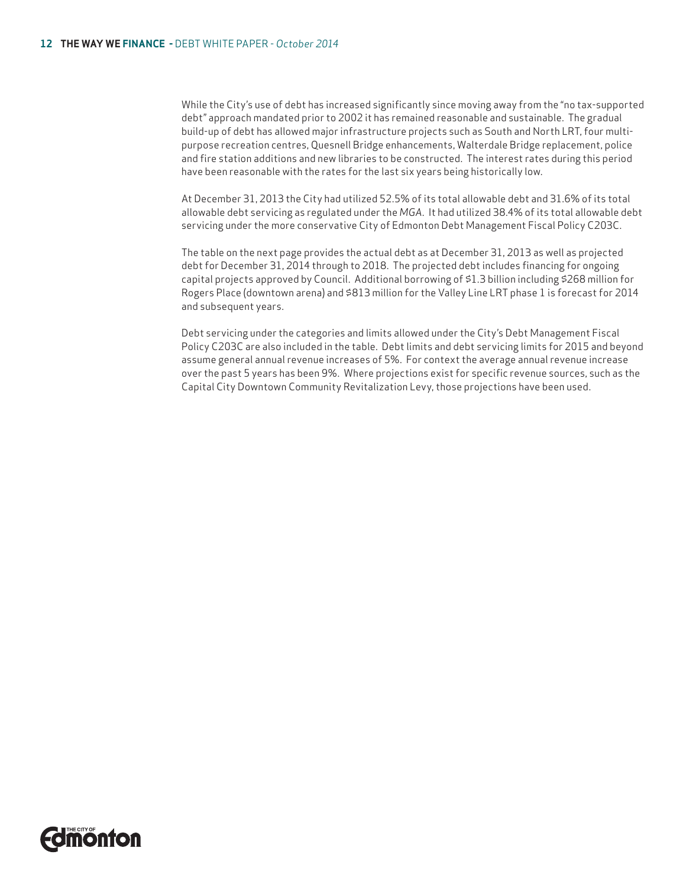While the City's use of debt has increased significantly since moving away from the "no tax-supported debt" approach mandated prior to 2002 it has remained reasonable and sustainable. The gradual build-up of debt has allowed major infrastructure projects such as South and North LRT, four multi-purpose recreation centres, Quesnell Bridge enhancements, Walterdale Bridge replacement, police and fire station additions and new libraries to be constructed. The interest rates during this period have been reasonable with the rates for the last six years being historically low.

At December 31, 2013 the City had utilized 52.5% of its total allowable debt and 31.6% of its total allowable debt servicing as regulated under the *MGA*. It had utilized 38.4% of its total allowable debt servicing under the more conservative City of Edmonton Debt Management Fiscal Policy C203C.

The table on the next page provides the actual debt as at December 31, 2013 as well as projected debt for December 31, 2014 through to 2018. The projected debt includes financing for ongoing capital projects approved by Council. Additional borrowing of $1.3 billion including $268 million for Rogers Place (downtown arena) and $813 million for the Valley Line LRT phase 1 is forecast for 2014 and subsequent years.

Debt servicing under the categories and limits allowed under the City's Debt Management Fiscal Policy C203C are also included in the table. Debt limits and debt servicing limits for 2015 and beyond assume general annual revenue increases of 5%. For context the average annual revenue increase over the past 5 years has been 9%. Where projections exist for specific revenue sources, such as the Capital City Downtown Community Revitalization Levy, those projections have been used.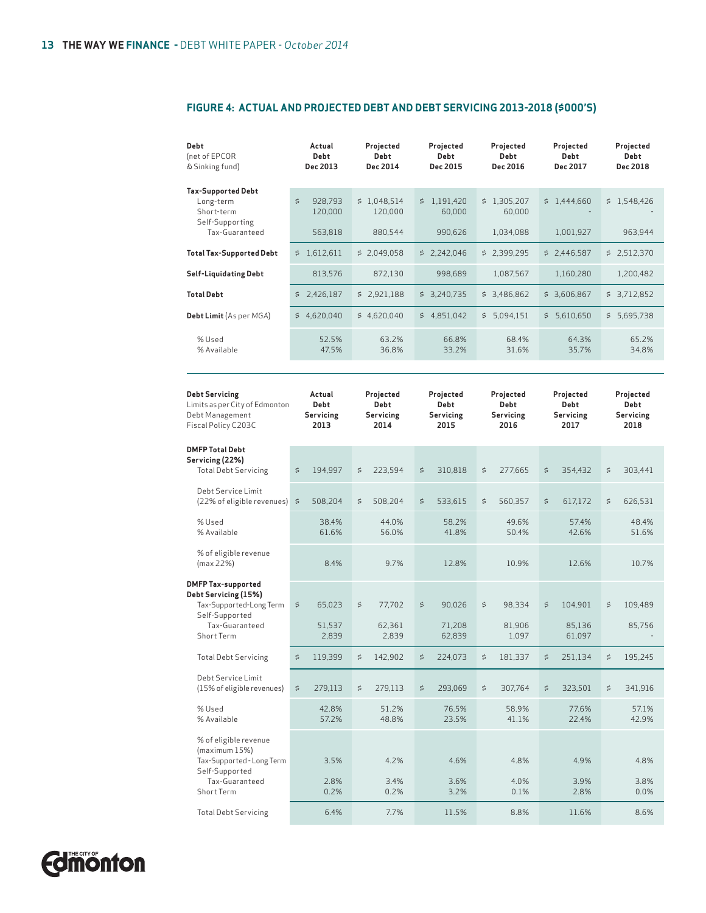## FIGURE 4: ACTUAL AND PROJECTED DEBT AND DEBT SERVICING 2013-2018 ($000'S)

| Debt (net of EPCOR & Sinking fund) | Actual Debt Dec 2013 | Projected Debt Dec 2014 | Projected Debt Dec 2015 | Projected Debt Dec 2016 | Projected Debt Dec 2017 | Projected Debt Dec 2018 |
|---|---|---|---|---|---|---|
| **Tax-Supported Debt** | | | | | | |
| Long-term | $ 928,793 | $ 1,048,514 | $ 1,191,420 | $ 1,305,207 | $ 1,444,660 | $ 1,548,426 |
| Short-term | 120,000 | 120,000 | 60,000 | 60,000 | - | - |
| Self-Supporting Tax-Guaranteed | 563,818 | 880,544 | 990,626 | 1,034,088 | 1,001,927 | 963,944 |
| **Total Tax-Supported Debt** | $ 1,612,611 | $ 2,049,058 | $ 2,242,046 | $ 2,399,295 | $ 2,446,587 | $ 2,512,370 |
| **Self-Liquidating Debt** | 813,576 | 872,130 | 998,689 | 1,087,567 | 1,160,280 | 1,200,482 |
| **Total Debt** | $ 2,426,187 | $ 2,921,188 | $ 3,240,735 | $ 3,486,862 | $ 3,606,867 | $ 3,712,852 |
| **Debt Limit** (As per *MGA*) | $ 4,620,040 | $ 4,620,040 | $ 4,851,042 | $ 5,094,151 | $ 5,610,650 | $ 5,695,738 |
| % Used | 52.5% | 63.2% | 66.8% | 68.4% | 64.3% | 65.2% |
| % Available | 47.5% | 36.8% | 33.2% | 31.6% | 35.7% | 34.8% |

| Debt Servicing Limits as per City of Edmonton Debt Management Fiscal Policy C203C | Actual Debt Servicing 2013 | Projected Debt Servicing 2014 | Projected Debt Servicing 2015 | Projected Debt Servicing 2016 | Projected Debt Servicing 2017 | Projected Debt Servicing 2018 |
|---|---|---|---|---|---|---|
| **DMFP Total Debt Servicing (22%)** | | | | | | |
| Total Debt Servicing | $ 194,997 | $ 223,594 | $ 310,818 | $ 277,665 | $ 354,432 | $ 303,441 |
| Debt Service Limit (22% of eligible revenues) | $ 508,204 | $ 508,204 | $ 533,615 | $ 560,357 | $ 617,172 | $ 626,531 |
| % Used | 38.4% | 44.0% | 58.2% | 49.6% | 57.4% | 48.4% |
| % Available | 61.6% | 56.0% | 41.8% | 50.4% | 42.6% | 51.6% |
| % of eligible revenue (max 22%) | 8.4% | 9.7% | 12.8% | 10.9% | 12.6% | 10.7% |
| **DMFP Tax-supported Debt Servicing (15%)** | | | | | | |
| Tax-Supported-Long Term | $ 65,023 | $ 77,702 | $ 90,026 | $ 98,334 | $ 104,901 | $ 109,489 |
| Self-Supported Tax-Guaranteed | 51,537 | 62,361 | 71,208 | 81,906 | 85,136 | 85,756 |
| Short Term | 2,839 | 2,839 | 62,839 | 1,097 | 61,097 | - |
| Total Debt Servicing | $ 119,399 | $ 142,902 | $ 224,073 | $ 181,337 | $ 251,134 | $ 195,245 |
| Debt Service Limit (15% of eligible revenues) | $ 279,113 | $ 279,113 | $ 293,069 | $ 307,764 | $ 323,501 | $ 341,916 |
| % Used | 42.8% | 51.2% | 76.5% | 58.9% | 77.6% | 57.1% |
| % Available | 57.2% | 48.8% | 23.5% | 41.1% | 22.4% | 42.9% |
| % of eligible revenue (maximum 15%) | | | | | | |
| Tax-Supported - Long Term | 3.5% | 4.2% | 4.6% | 4.8% | 4.9% | 4.8% |
| Self-Supported Tax-Guaranteed | 2.8% | 3.4% | 3.6% | 4.0% | 3.9% | 3.8% |
| Short Term | 0.2% | 0.2% | 3.2% | 0.1% | 2.8% | 0.0% |
| Total Debt Servicing | 6.4% | 7.7% | 11.5% | 8.8% | 11.6% | 8.6% |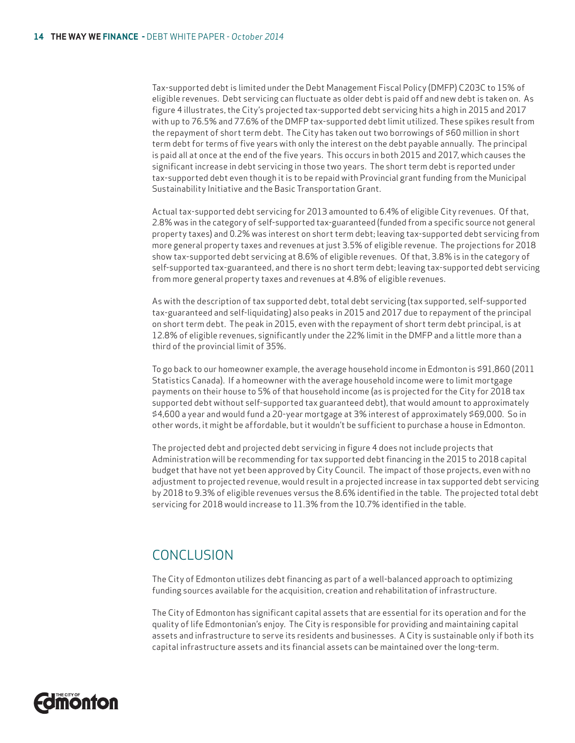Tax-supported debt is limited under the Debt Management Fiscal Policy (DMFP) C203C to 15% of eligible revenues. Debt servicing can fluctuate as older debt is paid off and new debt is taken on. As figure 4 illustrates, the City's projected tax-supported debt servicing hits a high in 2015 and 2017 with up to 76.5% and 77.6% of the DMFP tax-supported debt limit utilized. These spikes result from the repayment of short term debt. The City has taken out two borrowings of $60 million in short term debt for terms of five years with only the interest on the debt payable annually. The principal is paid all at once at the end of the five years. This occurs in both 2015 and 2017, which causes the significant increase in debt servicing in those two years. The short term debt is reported under tax-supported debt even though it is to be repaid with Provincial grant funding from the Municipal Sustainability Initiative and the Basic Transportation Grant.

Actual tax-supported debt servicing for 2013 amounted to 6.4% of eligible City revenues. Of that, 2.8% was in the category of self-supported tax-guaranteed (funded from a specific source not general property taxes) and 0.2% was interest on short term debt; leaving tax-supported debt servicing from more general property taxes and revenues at just 3.5% of eligible revenue. The projections for 2018 show tax-supported debt servicing at 8.6% of eligible revenues. Of that, 3.8% is in the category of self-supported tax-guaranteed, and there is no short term debt; leaving tax-supported debt servicing from more general property taxes and revenues at 4.8% of eligible revenues.

As with the description of tax supported debt, total debt servicing (tax supported, self-supported tax-guaranteed and self-liquidating) also peaks in 2015 and 2017 due to repayment of the principal on short term debt. The peak in 2015, even with the repayment of short term debt principal, is at 12.8% of eligible revenues, significantly under the 22% limit in the DMFP and a little more than a third of the provincial limit of 35%.

To go back to our homeowner example, the average household income in Edmonton is $91,860 (2011 Statistics Canada). If a homeowner with the average household income were to limit mortgage payments on their house to 5% of that household income (as is projected for the City for 2018 tax supported debt without self-supported tax guaranteed debt), that would amount to approximately $4,600 a year and would fund a 20-year mortgage at 3% interest of approximately $69,000. So in other words, it might be affordable, but it wouldn't be sufficient to purchase a house in Edmonton.

The projected debt and projected debt servicing in figure 4 does not include projects that Administration will be recommending for tax supported debt financing in the 2015 to 2018 capital budget that have not yet been approved by City Council. The impact of those projects, even with no adjustment to projected revenue, would result in a projected increase in tax supported debt servicing by 2018 to 9.3% of eligible revenues versus the 8.6% identified in the table. The projected total debt servicing for 2018 would increase to 11.3% from the 10.7% identified in the table.

## CONCLUSION

The City of Edmonton utilizes debt financing as part of a well-balanced approach to optimizing funding sources available for the acquisition, creation and rehabilitation of infrastructure.

The City of Edmonton has significant capital assets that are essential for its operation and for the quality of life Edmontonian's enjoy. The City is responsible for providing and maintaining capital assets and infrastructure to serve its residents and businesses. A City is sustainable only if both its capital infrastructure assets and its financial assets can be maintained over the long-term.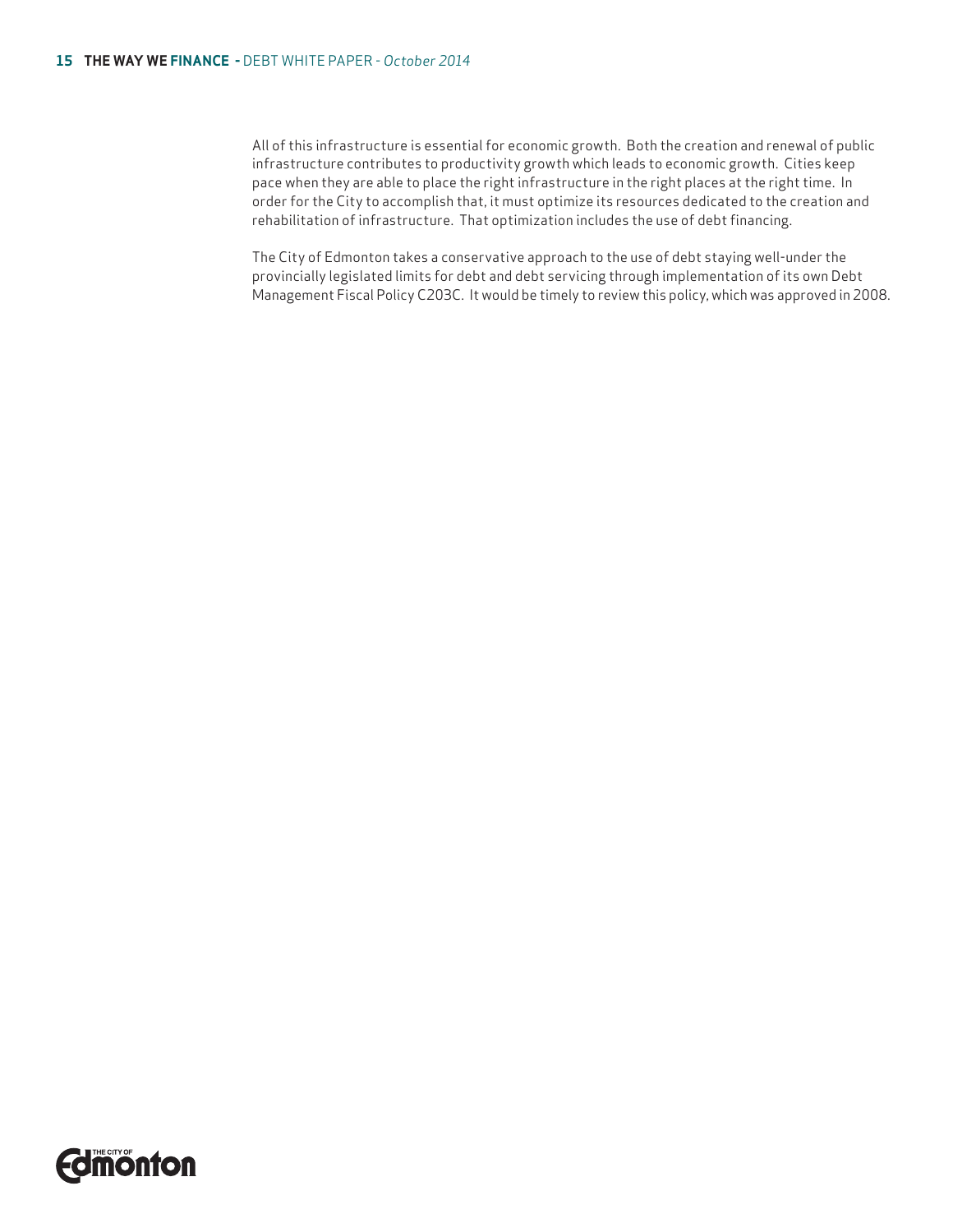All of this infrastructure is essential for economic growth. Both the creation and renewal of public infrastructure contributes to productivity growth which leads to economic growth. Cities keep pace when they are able to place the right infrastructure in the right places at the right time. In order for the City to accomplish that, it must optimize its resources dedicated to the creation and rehabilitation of infrastructure. That optimization includes the use of debt financing.

The City of Edmonton takes a conservative approach to the use of debt staying well-under the provincially legislated limits for debt and debt servicing through implementation of its own Debt Management Fiscal Policy C203C. It would be timely to review this policy, which was approved in 2008.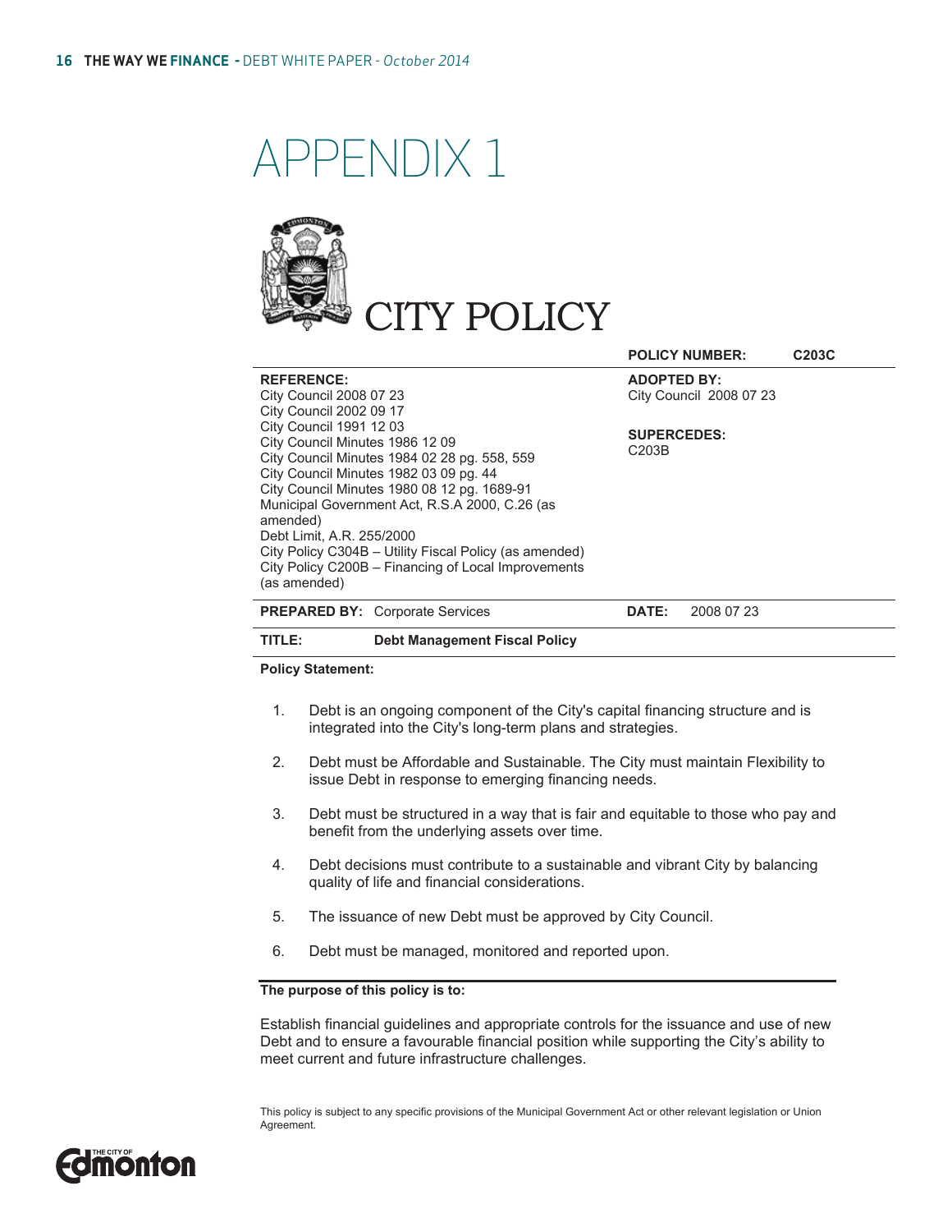# APPENDIX 1

# CITY POLICY

| | |
|---|---|
| | **POLICY NUMBER:** C203C |
| **REFERENCE:**<br>City Council 2008 07 23<br>City Council 2002 09 17<br>City Council 1991 12 03<br>City Council Minutes 1986 12 09<br>City Council Minutes 1984 02 28 pg. 558, 559<br>City Council Minutes 1982 03 09 pg. 44<br>City Council Minutes 1980 08 12 pg. 1689-91<br>Municipal Government Act, R.S.A 2000, C.26 (as amended)<br>Debt Limit, A.R. 255/2000<br>City Policy C304B – Utility Fiscal Policy (as amended)<br>City Policy C200B – Financing of Local Improvements (as amended) | **ADOPTED BY:**<br>City Council 2008 07 23<br><br>**SUPERCEDES:**<br>C203B |
| **PREPARED BY:** Corporate Services | **DATE:** 2008 07 23 |
| **TITLE:** **Debt Management Fiscal Policy** | |

**Policy Statement:**

1. Debt is an ongoing component of the City's capital financing structure and is integrated into the City's long-term plans and strategies.
2. Debt must be Affordable and Sustainable. The City must maintain Flexibility to issue Debt in response to emerging financing needs.
3. Debt must be structured in a way that is fair and equitable to those who pay and benefit from the underlying assets over time.
4. Debt decisions must contribute to a sustainable and vibrant City by balancing quality of life and financial considerations.
5. The issuance of new Debt must be approved by City Council.
6. Debt must be managed, monitored and reported upon.

**The purpose of this policy is to:**

Establish financial guidelines and appropriate controls for the issuance and use of new Debt and to ensure a favourable financial position while supporting the City's ability to meet current and future infrastructure challenges.

This policy is subject to any specific provisions of the Municipal Government Act or other relevant legislation or Union Agreement.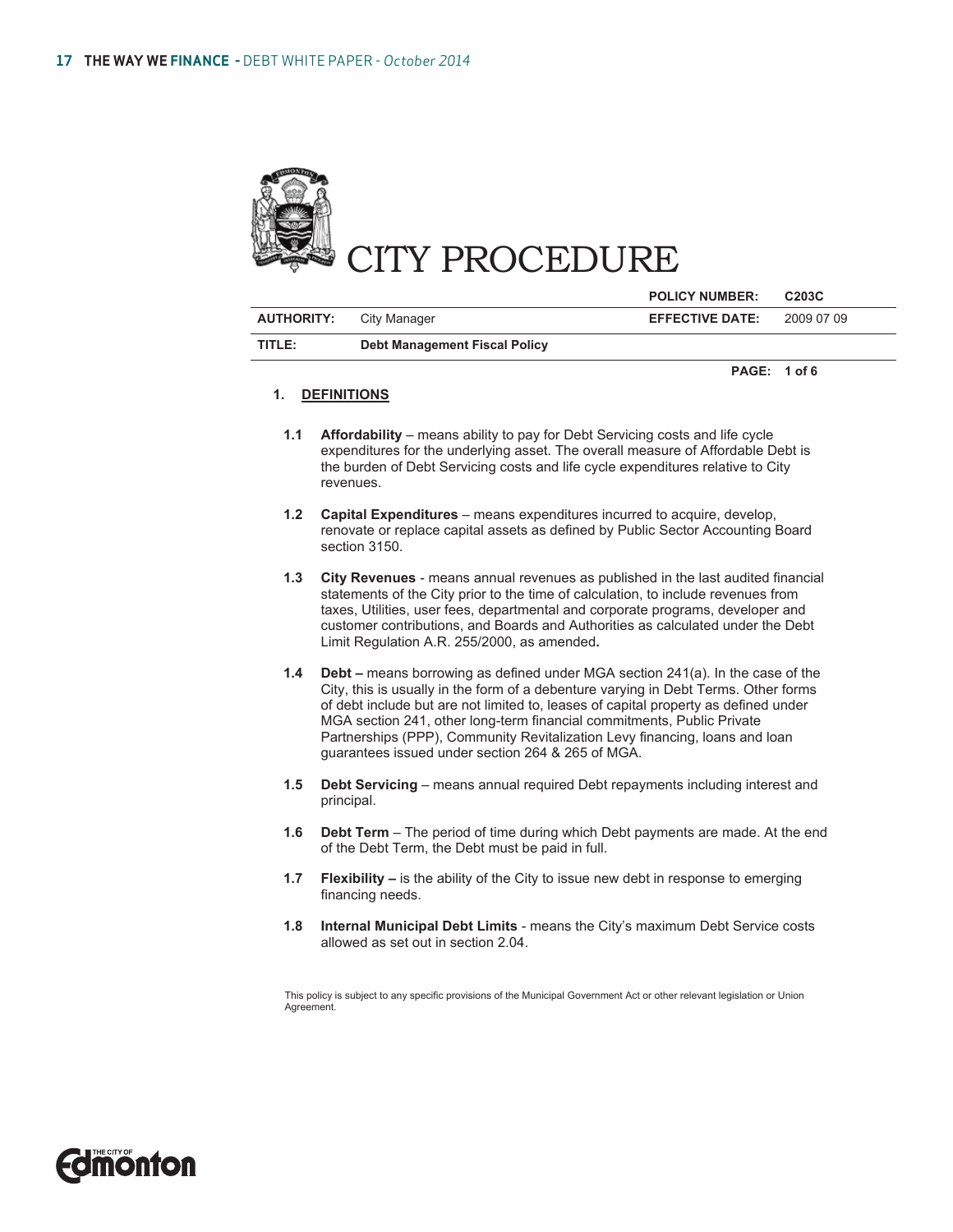# CITY PROCEDURE

| | | | |
|---|---|---|---|
| | | **POLICY NUMBER:** | **C203C** |
| **AUTHORITY:** | City Manager | **EFFECTIVE DATE:** | 2009 07 09 |
| **TITLE:** | **Debt Management Fiscal Policy** | | |

## 1. DEFINITIONS

**1.1** **Affordability** – means ability to pay for Debt Servicing costs and life cycle expenditures for the underlying asset. The overall measure of Affordable Debt is the burden of Debt Servicing costs and life cycle expenditures relative to City revenues.

**1.2** **Capital Expenditures** – means expenditures incurred to acquire, develop, renovate or replace capital assets as defined by Public Sector Accounting Board section 3150.

**1.3** **City Revenues** - means annual revenues as published in the last audited financial statements of the City prior to the time of calculation, to include revenues from taxes, Utilities, user fees, departmental and corporate programs, developer and customer contributions, and Boards and Authorities as calculated under the Debt Limit Regulation A.R. 255/2000, as amended**.**

**1.4** **Debt –** means borrowing as defined under MGA section 241(a). In the case of the City, this is usually in the form of a debenture varying in Debt Terms. Other forms of debt include but are not limited to, leases of capital property as defined under MGA section 241, other long-term financial commitments, Public Private Partnerships (PPP), Community Revitalization Levy financing, loans and loan guarantees issued under section 264 & 265 of MGA.

**1.5** **Debt Servicing** – means annual required Debt repayments including interest and principal.

**1.6** **Debt Term** – The period of time during which Debt payments are made. At the end of the Debt Term, the Debt must be paid in full.

**1.7** **Flexibility –** is the ability of the City to issue new debt in response to emerging financing needs.

**1.8** **Internal Municipal Debt Limits** - means the City's maximum Debt Service costs allowed as set out in section 2.04.

This policy is subject to any specific provisions of the Municipal Government Act or other relevant legislation or Union Agreement.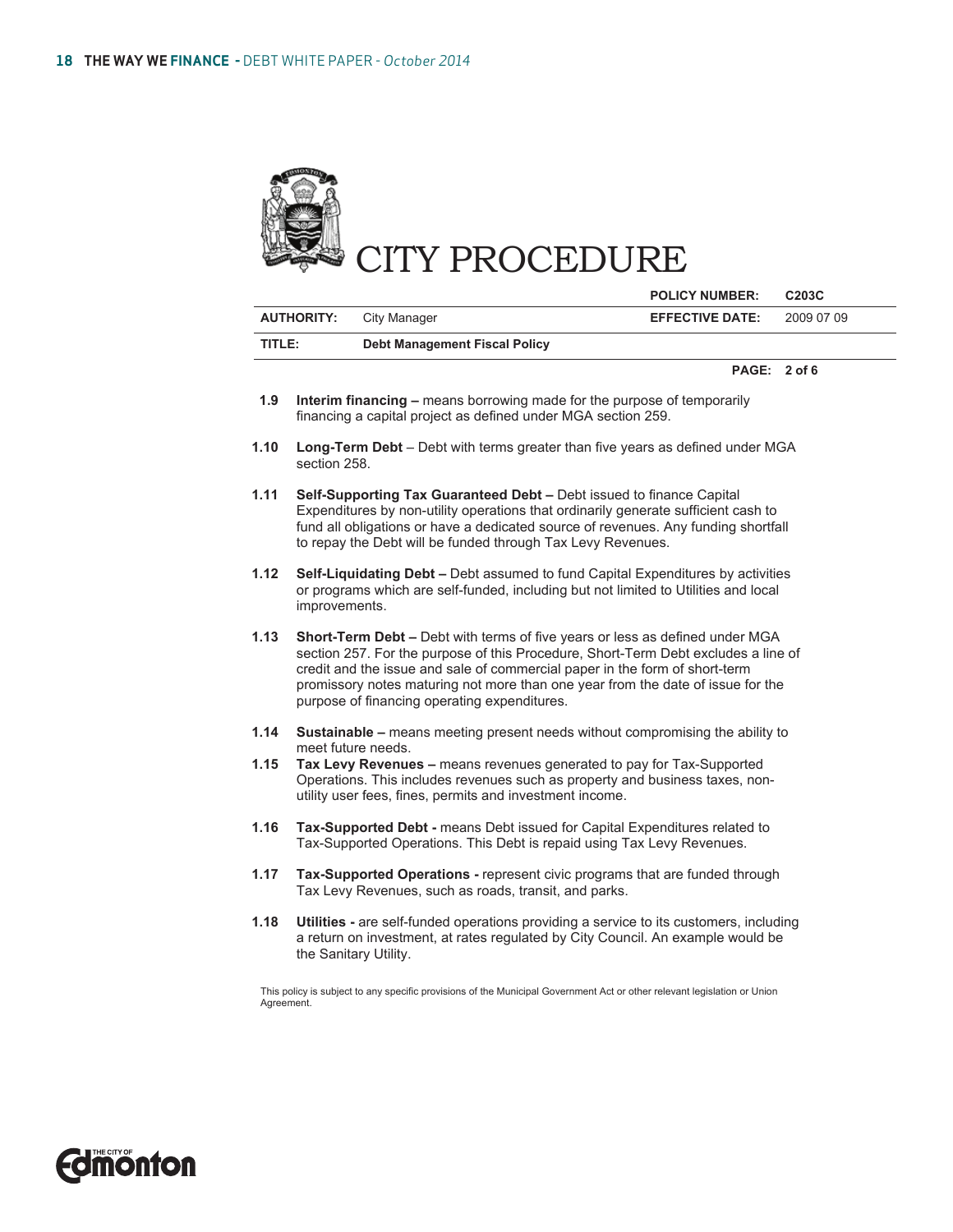# CITY PROCEDURE

| | | | |
|---|---|---|---|
| | | **POLICY NUMBER:** | C203C |
| **AUTHORITY:** | City Manager | **EFFECTIVE DATE:** | 2009 07 09 |
| **TITLE:** | **Debt Management Fiscal Policy** | | |

**1.9** **Interim financing –** means borrowing made for the purpose of temporarily financing a capital project as defined under MGA section 259.

**1.10** **Long-Term Debt** – Debt with terms greater than five years as defined under MGA section 258.

**1.11** **Self-Supporting Tax Guaranteed Debt –** Debt issued to finance Capital Expenditures by non-utility operations that ordinarily generate sufficient cash to fund all obligations or have a dedicated source of revenues. Any funding shortfall to repay the Debt will be funded through Tax Levy Revenues.

**1.12** **Self-Liquidating Debt –** Debt assumed to fund Capital Expenditures by activities or programs which are self-funded, including but not limited to Utilities and local improvements.

**1.13** **Short-Term Debt –** Debt with terms of five years or less as defined under MGA section 257. For the purpose of this Procedure, Short-Term Debt excludes a line of credit and the issue and sale of commercial paper in the form of short-term promissory notes maturing not more than one year from the date of issue for the purpose of financing operating expenditures.

**1.14** **Sustainable –** means meeting present needs without compromising the ability to meet future needs.

**1.15** **Tax Levy Revenues –** means revenues generated to pay for Tax-Supported Operations. This includes revenues such as property and business taxes, non-utility user fees, fines, permits and investment income.

**1.16** **Tax-Supported Debt -** means Debt issued for Capital Expenditures related to Tax-Supported Operations. This Debt is repaid using Tax Levy Revenues.

**1.17** **Tax-Supported Operations -** represent civic programs that are funded through Tax Levy Revenues, such as roads, transit, and parks.

**1.18** **Utilities -** are self-funded operations providing a service to its customers, including a return on investment, at rates regulated by City Council. An example would be the Sanitary Utility.

This policy is subject to any specific provisions of the Municipal Government Act or other relevant legislation or Union Agreement.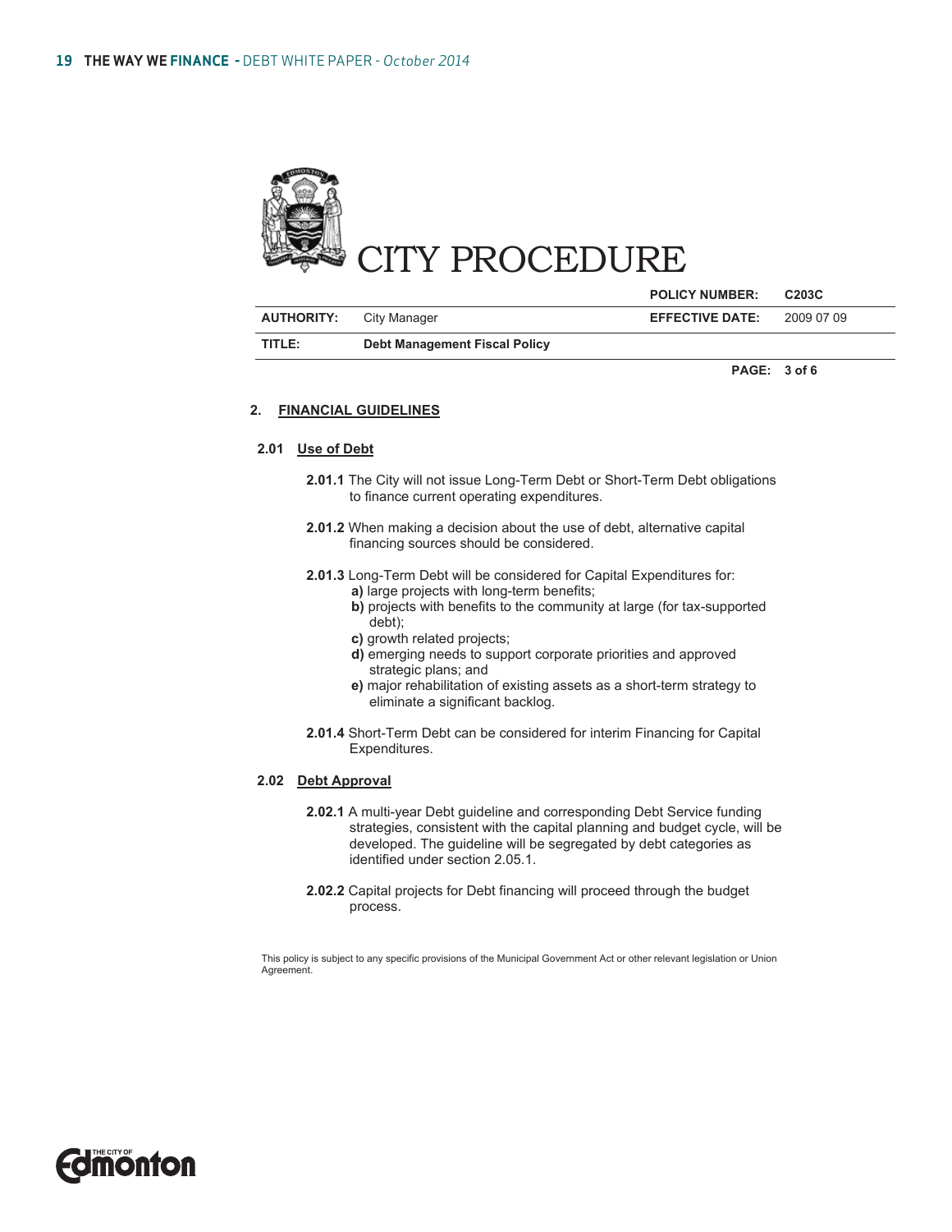# CITY PROCEDURE

| | | POLICY NUMBER: | C203C |
|---|---|---|---|
| **AUTHORITY:** | City Manager | **EFFECTIVE DATE:** | 2009 07 09 |
| **TITLE:** | **Debt Management Fiscal Policy** | | |

**PAGE: 3 of 6**

## 2. FINANCIAL GUIDELINES

### 2.01 Use of Debt

**2.01.1** The City will not issue Long-Term Debt or Short-Term Debt obligations to finance current operating expenditures.

**2.01.2** When making a decision about the use of debt, alternative capital financing sources should be considered.

**2.01.3** Long-Term Debt will be considered for Capital Expenditures for:

- **a)** large projects with long-term benefits;
- **b)** projects with benefits to the community at large (for tax-supported debt);
- **c)** growth related projects;
- **d)** emerging needs to support corporate priorities and approved strategic plans; and
- **e)** major rehabilitation of existing assets as a short-term strategy to eliminate a significant backlog.

**2.01.4** Short-Term Debt can be considered for interim Financing for Capital Expenditures.

### 2.02 Debt Approval

**2.02.1** A multi-year Debt guideline and corresponding Debt Service funding strategies, consistent with the capital planning and budget cycle, will be developed. The guideline will be segregated by debt categories as identified under section 2.05.1.

**2.02.2** Capital projects for Debt financing will proceed through the budget process.

This policy is subject to any specific provisions of the Municipal Government Act or other relevant legislation or Union Agreement.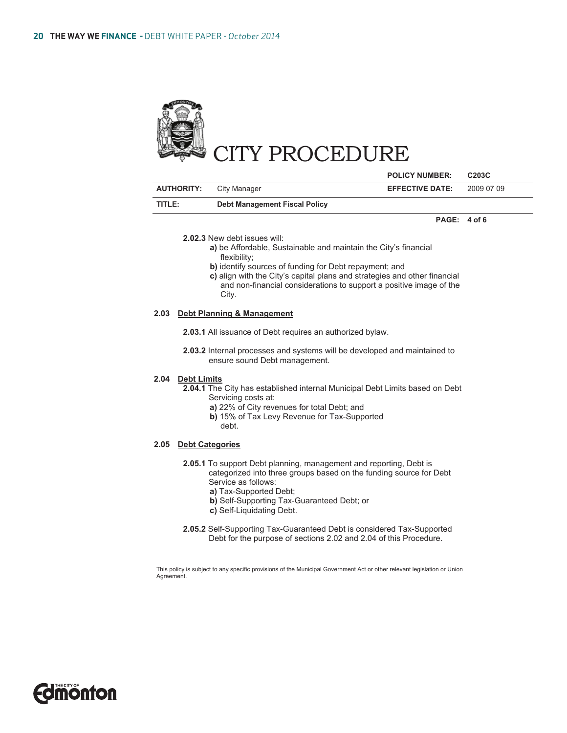# CITY PROCEDURE

| | | | |
|---|---|---|---|
| | | **POLICY NUMBER:** | **C203C** |
| **AUTHORITY:** | City Manager | **EFFECTIVE DATE:** | 2009 07 09 |
| **TITLE:** | **Debt Management Fiscal Policy** | | |

**2.02.3** New debt issues will:

- **a)** be Affordable, Sustainable and maintain the City's financial flexibility;
- **b)** identify sources of funding for Debt repayment; and
- **c)** align with the City's capital plans and strategies and other financial and non-financial considerations to support a positive image of the City.

**2.03 Debt Planning & Management**

**2.03.1** All issuance of Debt requires an authorized bylaw.

**2.03.2** Internal processes and systems will be developed and maintained to ensure sound Debt management.

**2.04 Debt Limits**

**2.04.1** The City has established internal Municipal Debt Limits based on Debt Servicing costs at:

- **a)** 22% of City revenues for total Debt; and
- **b)** 15% of Tax Levy Revenue for Tax-Supported debt.

**2.05 Debt Categories**

**2.05.1** To support Debt planning, management and reporting, Debt is categorized into three groups based on the funding source for Debt Service as follows:

- **a)** Tax-Supported Debt;
- **b)** Self-Supporting Tax-Guaranteed Debt; or
- **c)** Self-Liquidating Debt.

**2.05.2** Self-Supporting Tax-Guaranteed Debt is considered Tax-Supported Debt for the purpose of sections 2.02 and 2.04 of this Procedure.

This policy is subject to any specific provisions of the Municipal Government Act or other relevant legislation or Union Agreement.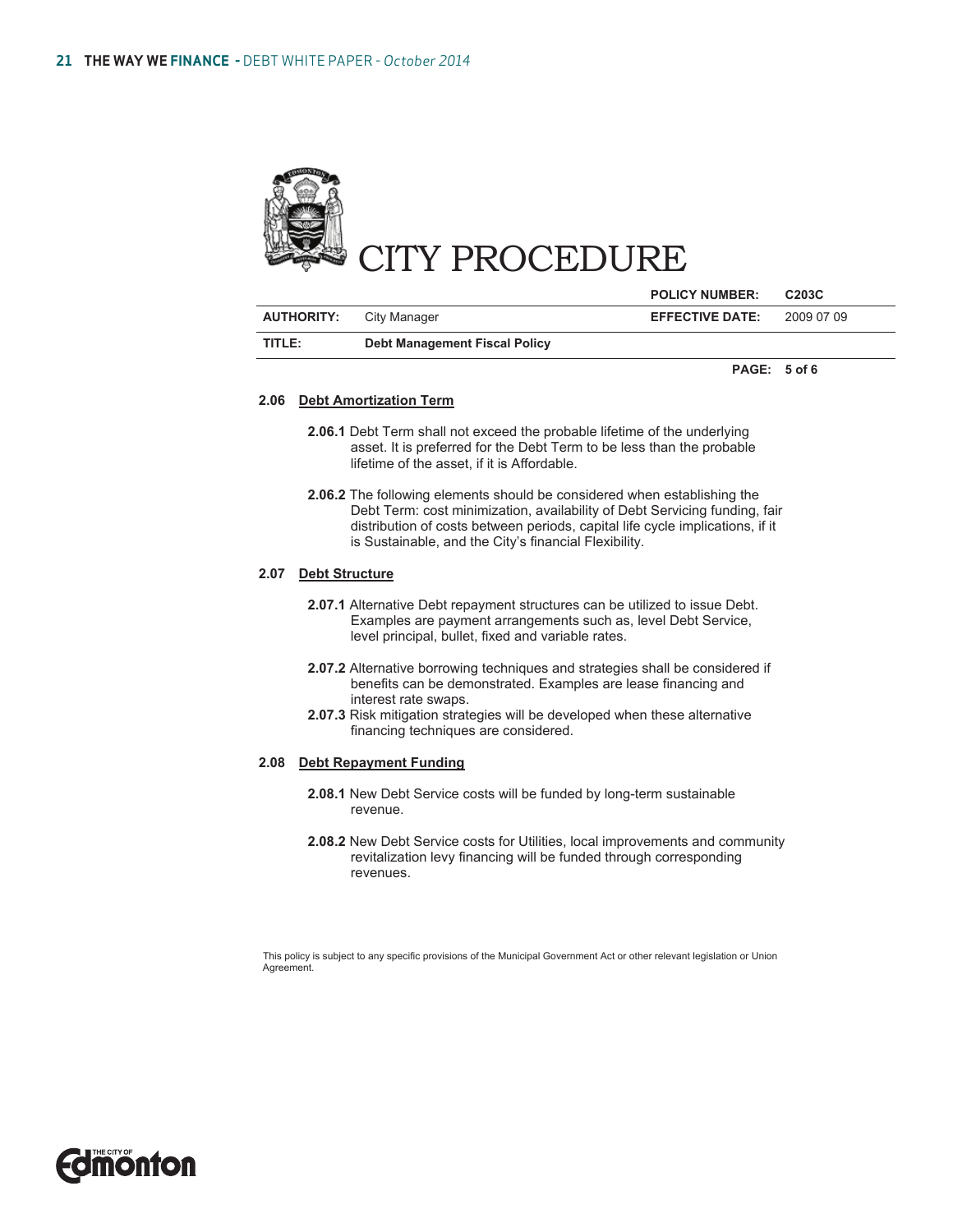# CITY PROCEDURE

| | | POLICY NUMBER: | C203C |
|---|---|---|---|
| AUTHORITY: | City Manager | EFFECTIVE DATE: | 2009 07 09 |
| TITLE: | Debt Management Fiscal Policy | | |

**2.06 Debt Amortization Term**

**2.06.1** Debt Term shall not exceed the probable lifetime of the underlying asset. It is preferred for the Debt Term to be less than the probable lifetime of the asset, if it is Affordable.

**2.06.2** The following elements should be considered when establishing the Debt Term: cost minimization, availability of Debt Servicing funding, fair distribution of costs between periods, capital life cycle implications, if it is Sustainable, and the City's financial Flexibility.

**2.07 Debt Structure**

**2.07.1** Alternative Debt repayment structures can be utilized to issue Debt. Examples are payment arrangements such as, level Debt Service, level principal, bullet, fixed and variable rates.

**2.07.2** Alternative borrowing techniques and strategies shall be considered if benefits can be demonstrated. Examples are lease financing and interest rate swaps.

**2.07.3** Risk mitigation strategies will be developed when these alternative financing techniques are considered.

**2.08 Debt Repayment Funding**

**2.08.1** New Debt Service costs will be funded by long-term sustainable revenue.

**2.08.2** New Debt Service costs for Utilities, local improvements and community revitalization levy financing will be funded through corresponding revenues.

This policy is subject to any specific provisions of the Municipal Government Act or other relevant legislation or Union Agreement.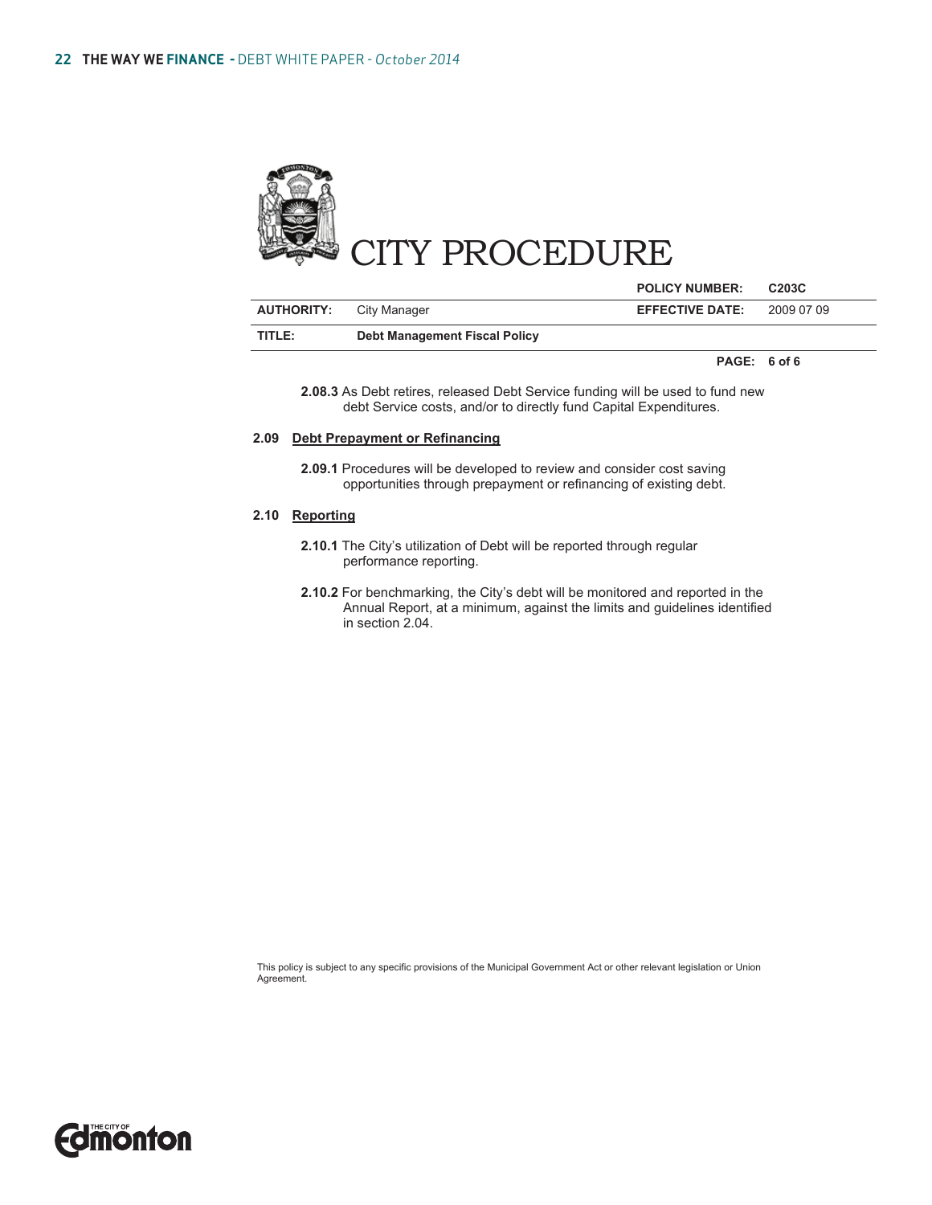# CITY PROCEDURE

| | | | |
|---|---|---|---|
| | | **POLICY NUMBER:** | **C203C** |
| **AUTHORITY:** | City Manager | **EFFECTIVE DATE:** | 2009 07 09 |
| **TITLE:** | **Debt Management Fiscal Policy** | | |
| | | **PAGE:** | **6 of 6** |

**2.08.3** As Debt retires, released Debt Service funding will be used to fund new debt Service costs, and/or to directly fund Capital Expenditures.

**2.09 Debt Prepayment or Refinancing**

**2.09.1** Procedures will be developed to review and consider cost saving opportunities through prepayment or refinancing of existing debt.

**2.10 Reporting**

**2.10.1** The City's utilization of Debt will be reported through regular performance reporting.

**2.10.2** For benchmarking, the City's debt will be monitored and reported in the Annual Report, at a minimum, against the limits and guidelines identified in section 2.04.

This policy is subject to any specific provisions of the Municipal Government Act or other relevant legislation or Union Agreement.